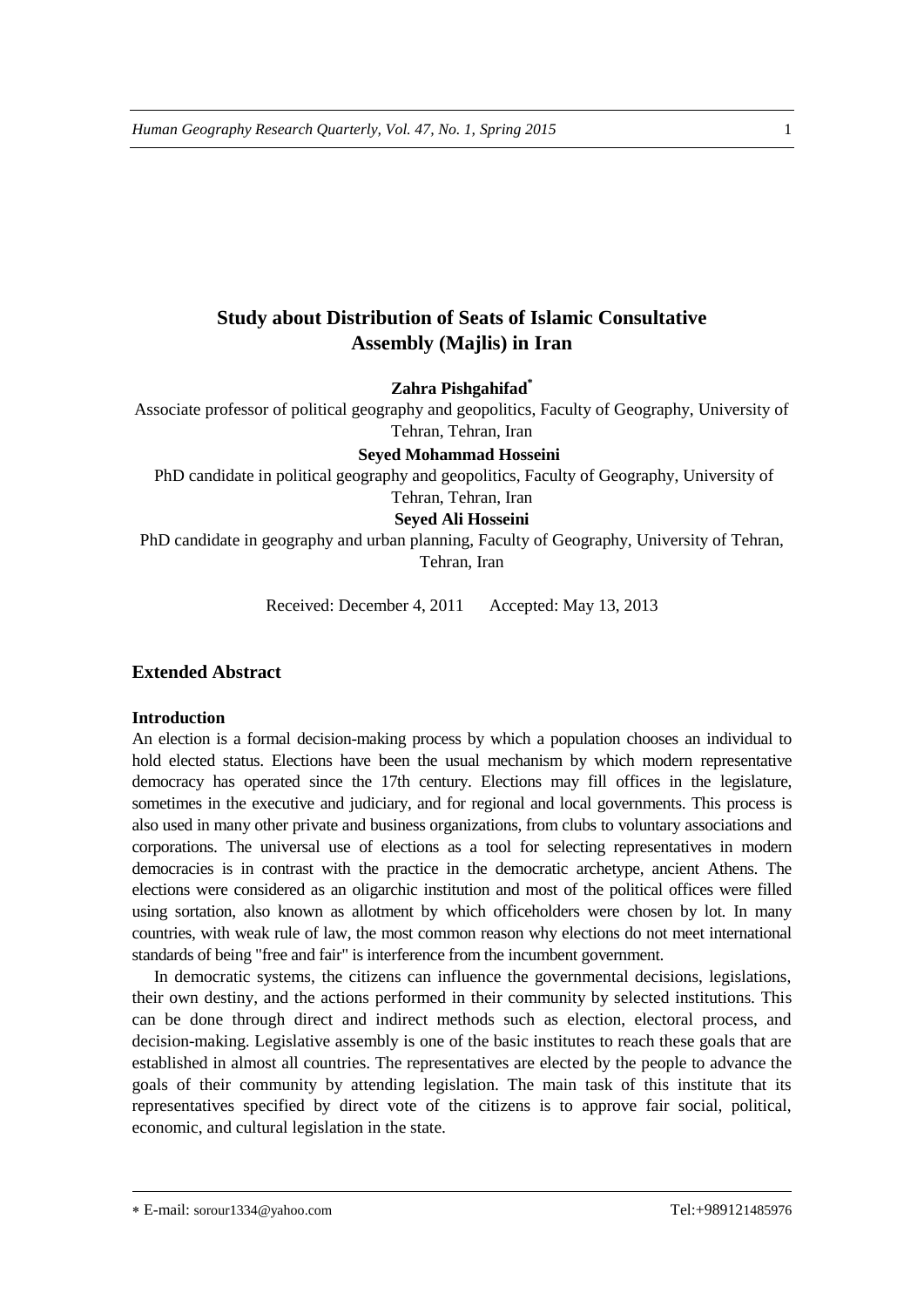# Study about Distribution of Seats of Islamic Consultative Assembly (Majlis) in Iran

**Zahra Pishgahifad**[*]

Associate professor of political geography and geopolitics, Faculty of Geography, University of Tehran, Tehran, Iran

**Seyed Mohammad Hosseini**

PhD candidate in political geography and geopolitics, Faculty of Geography, University of Tehran, Tehran, Iran

**Seyed Ali Hosseini**

PhD candidate in geography and urban planning, Faculty of Geography, University of Tehran, Tehran, Iran

Received: December 4, 2011 Accepted: May 13, 2013

## Extended Abstract

### Introduction

An election is a formal decision-making process by which a population chooses an individual to hold elected status. Elections have been the usual mechanism by which modern representative democracy has operated since the 17th century. Elections may fill offices in the legislature, sometimes in the executive and judiciary, and for regional and local governments. This process is also used in many other private and business organizations, from clubs to voluntary associations and corporations. The universal use of elections as a tool for selecting representatives in modern democracies is in contrast with the practice in the democratic archetype, ancient Athens. The elections were considered as an oligarchic institution and most of the political offices were filled using sortation, also known as allotment by which officeholders were chosen by lot. In many countries, with weak rule of law, the most common reason why elections do not meet international standards of being "free and fair" is interference from the incumbent government.

In democratic systems, the citizens can influence the governmental decisions, legislations, their own destiny, and the actions performed in their community by selected institutions. This can be done through direct and indirect methods such as election, electoral process, and decision-making. Legislative assembly is one of the basic institutes to reach these goals that are established in almost all countries. The representatives are elected by the people to advance the goals of their community by attending legislation. The main task of this institute that its representatives specified by direct vote of the citizens is to approve fair social, political, economic, and cultural legislation in the state.

---

[*] E-mail: sorour1334@yahoo.com Tel:+989121485976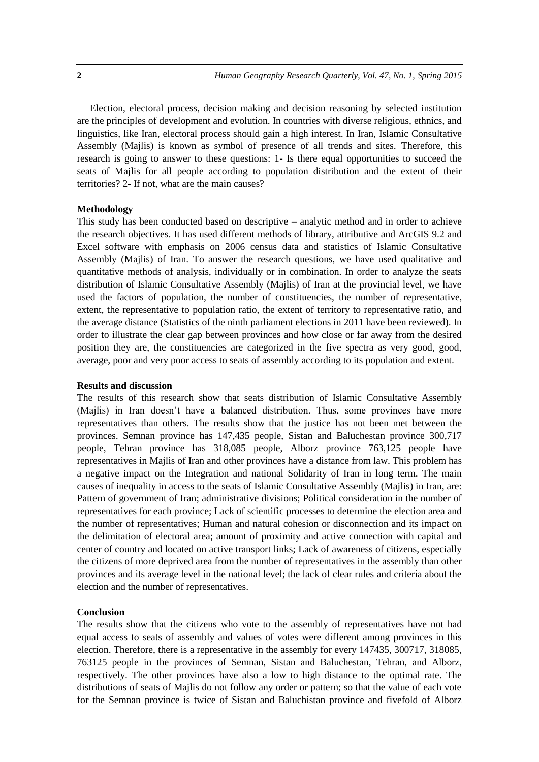Election, electoral process, decision making and decision reasoning by selected institution are the principles of development and evolution. In countries with diverse religious, ethnics, and linguistics, like Iran, electoral process should gain a high interest. In Iran, Islamic Consultative Assembly (Majlis) is known as symbol of presence of all trends and sites. Therefore, this research is going to answer to these questions: 1- Is there equal opportunities to succeed the seats of Majlis for all people according to population distribution and the extent of their territories? 2- If not, what are the main causes?

**Methodology**

This study has been conducted based on descriptive – analytic method and in order to achieve the research objectives. It has used different methods of library, attributive and ArcGIS 9.2 and Excel software with emphasis on 2006 census data and statistics of Islamic Consultative Assembly (Majlis) of Iran. To answer the research questions, we have used qualitative and quantitative methods of analysis, individually or in combination. In order to analyze the seats distribution of Islamic Consultative Assembly (Majlis) of Iran at the provincial level, we have used the factors of population, the number of constituencies, the number of representative, extent, the representative to population ratio, the extent of territory to representative ratio, and the average distance (Statistics of the ninth parliament elections in 2011 have been reviewed). In order to illustrate the clear gap between provinces and how close or far away from the desired position they are, the constituencies are categorized in the five spectra as very good, good, average, poor and very poor access to seats of assembly according to its population and extent.

**Results and discussion**

The results of this research show that seats distribution of Islamic Consultative Assembly (Majlis) in Iran doesn't have a balanced distribution. Thus, some provinces have more representatives than others. The results show that the justice has not been met between the provinces. Semnan province has 147,435 people, Sistan and Baluchestan province 300,717 people, Tehran province has 318,085 people, Alborz province 763,125 people have representatives in Majlis of Iran and other provinces have a distance from law. This problem has a negative impact on the Integration and national Solidarity of Iran in long term. The main causes of inequality in access to the seats of Islamic Consultative Assembly (Majlis) in Iran, are: Pattern of government of Iran; administrative divisions; Political consideration in the number of representatives for each province; Lack of scientific processes to determine the election area and the number of representatives; Human and natural cohesion or disconnection and its impact on the delimitation of electoral area; amount of proximity and active connection with capital and center of country and located on active transport links; Lack of awareness of citizens, especially the citizens of more deprived area from the number of representatives in the assembly than other provinces and its average level in the national level; the lack of clear rules and criteria about the election and the number of representatives.

**Conclusion**

The results show that the citizens who vote to the assembly of representatives have not had equal access to seats of assembly and values of votes were different among provinces in this election. Therefore, there is a representative in the assembly for every 147435, 300717, 318085, 763125 people in the provinces of Semnan, Sistan and Baluchestan, Tehran, and Alborz, respectively. The other provinces have also a low to high distance to the optimal rate. The distributions of seats of Majlis do not follow any order or pattern; so that the value of each vote for the Semnan province is twice of Sistan and Baluchistan province and fivefold of Alborz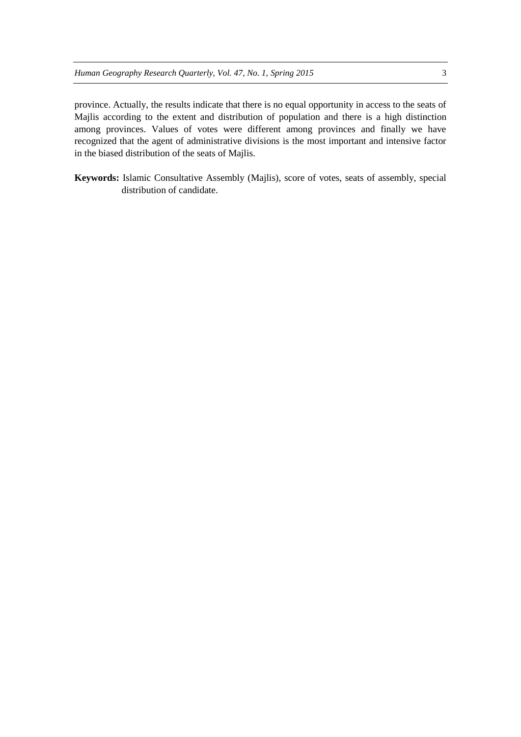province. Actually, the results indicate that there is no equal opportunity in access to the seats of Majlis according to the extent and distribution of population and there is a high distinction among provinces. Values of votes were different among provinces and finally we have recognized that the agent of administrative divisions is the most important and intensive factor in the biased distribution of the seats of Majlis.

**Keywords:** Islamic Consultative Assembly (Majlis), score of votes, seats of assembly, special distribution of candidate.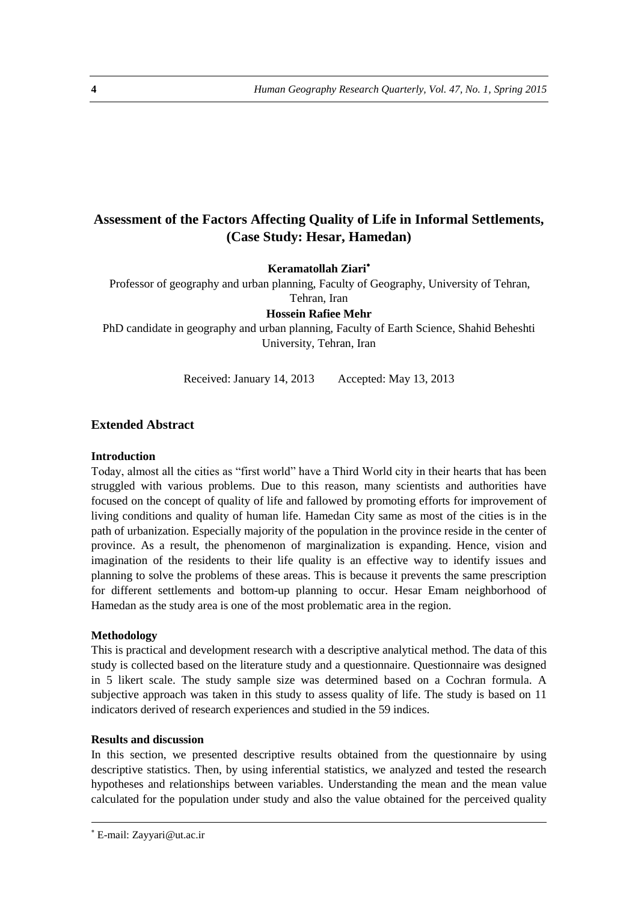# Assessment of the Factors Affecting Quality of Life in Informal Settlements, (Case Study: Hesar, Hamedan)

**Keramatollah Ziari**[*]

Professor of geography and urban planning, Faculty of Geography, University of Tehran, Tehran, Iran

**Hossein Rafiee Mehr**

PhD candidate in geography and urban planning, Faculty of Earth Science, Shahid Beheshti University, Tehran, Iran

Received: January 14, 2013 Accepted: May 13, 2013

## Extended Abstract

### Introduction

Today, almost all the cities as "first world" have a Third World city in their hearts that has been struggled with various problems. Due to this reason, many scientists and authorities have focused on the concept of quality of life and fallowed by promoting efforts for improvement of living conditions and quality of human life. Hamedan City same as most of the cities is in the path of urbanization. Especially majority of the population in the province reside in the center of province. As a result, the phenomenon of marginalization is expanding. Hence, vision and imagination of the residents to their life quality is an effective way to identify issues and planning to solve the problems of these areas. This is because it prevents the same prescription for different settlements and bottom-up planning to occur. Hesar Emam neighborhood of Hamedan as the study area is one of the most problematic area in the region.

### Methodology

This is practical and development research with a descriptive analytical method. The data of this study is collected based on the literature study and a questionnaire. Questionnaire was designed in 5 likert scale. The study sample size was determined based on a Cochran formula. A subjective approach was taken in this study to assess quality of life. The study is based on 11 indicators derived of research experiences and studied in the 59 indices.

### Results and discussion

In this section, we presented descriptive results obtained from the questionnaire by using descriptive statistics. Then, by using inferential statistics, we analyzed and tested the research hypotheses and relationships between variables. Understanding the mean and the mean value calculated for the population under study and also the value obtained for the perceived quality

---

[*] E-mail: Zayyari@ut.ac.ir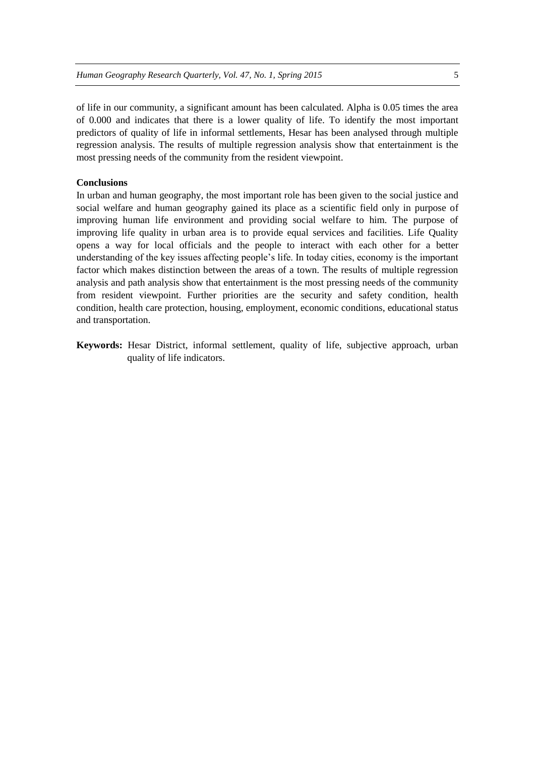of life in our community, a significant amount has been calculated. Alpha is 0.05 times the area of 0.000 and indicates that there is a lower quality of life. To identify the most important predictors of quality of life in informal settlements, Hesar has been analysed through multiple regression analysis. The results of multiple regression analysis show that entertainment is the most pressing needs of the community from the resident viewpoint.

**Conclusions**

In urban and human geography, the most important role has been given to the social justice and social welfare and human geography gained its place as a scientific field only in purpose of improving human life environment and providing social welfare to him. The purpose of improving life quality in urban area is to provide equal services and facilities. Life Quality opens a way for local officials and the people to interact with each other for a better understanding of the key issues affecting people's life. In today cities, economy is the important factor which makes distinction between the areas of a town. The results of multiple regression analysis and path analysis show that entertainment is the most pressing needs of the community from resident viewpoint. Further priorities are the security and safety condition, health condition, health care protection, housing, employment, economic conditions, educational status and transportation.

**Keywords:** Hesar District, informal settlement, quality of life, subjective approach, urban quality of life indicators.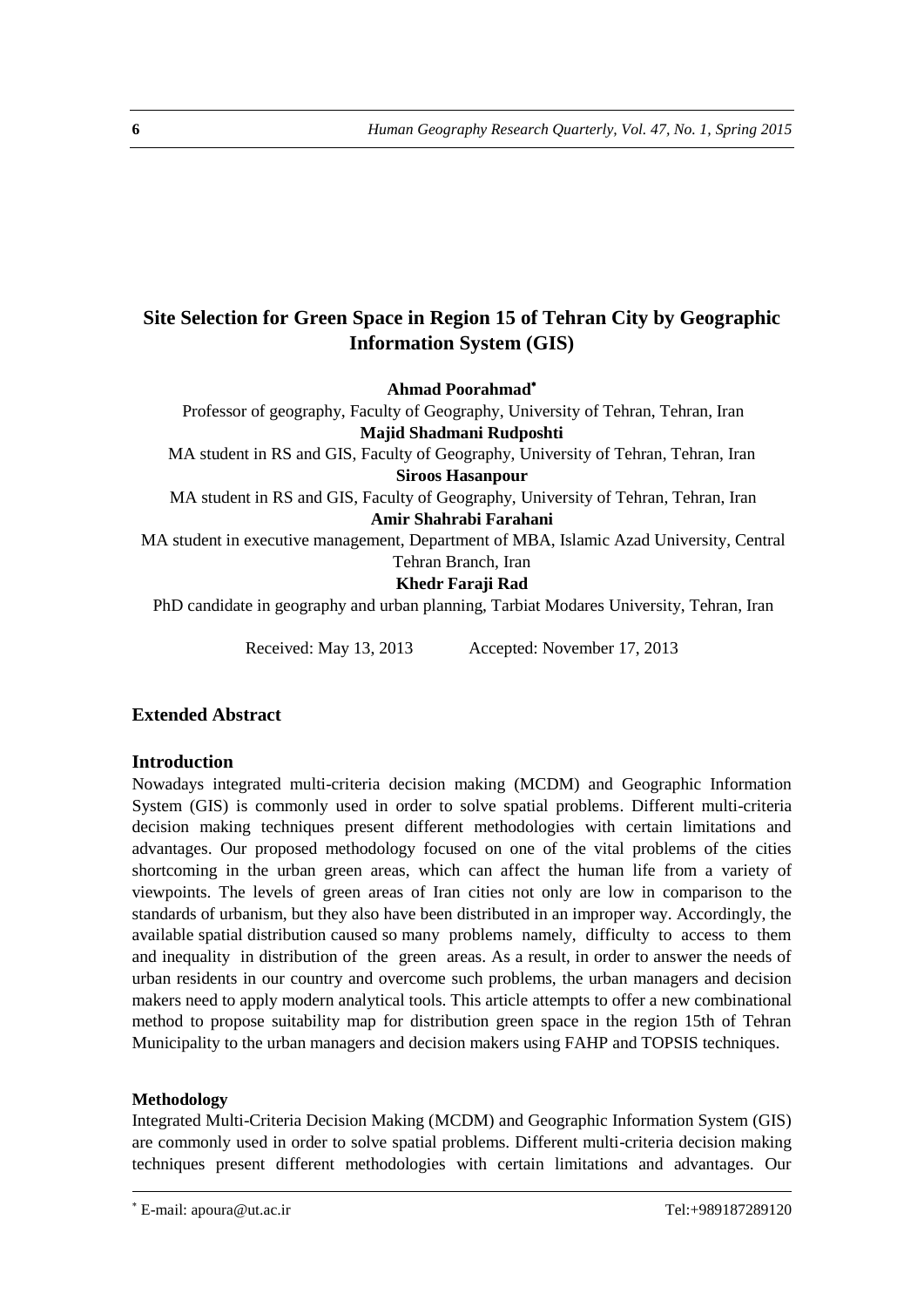# Site Selection for Green Space in Region 15 of Tehran City by Geographic Information System (GIS)

**Ahmad Poorahmad**[*]

Professor of geography, Faculty of Geography, University of Tehran, Tehran, Iran

**Majid Shadmani Rudposhti**

MA student in RS and GIS, Faculty of Geography, University of Tehran, Tehran, Iran

**Siroos Hasanpour**

MA student in RS and GIS, Faculty of Geography, University of Tehran, Tehran, Iran

**Amir Shahrabi Farahani**

MA student in executive management, Department of MBA, Islamic Azad University, Central Tehran Branch, Iran

**Khedr Faraji Rad**

PhD candidate in geography and urban planning, Tarbiat Modares University, Tehran, Iran

Received: May 13, 2013 Accepted: November 17, 2013

## Extended Abstract

### Introduction

Nowadays integrated multi-criteria decision making (MCDM) and Geographic Information System (GIS) is commonly used in order to solve spatial problems. Different multi-criteria decision making techniques present different methodologies with certain limitations and advantages. Our proposed methodology focused on one of the vital problems of the cities shortcoming in the urban green areas, which can affect the human life from a variety of viewpoints. The levels of green areas of Iran cities not only are low in comparison to the standards of urbanism, but they also have been distributed in an improper way. Accordingly, the available spatial distribution caused so many problems namely, difficulty to access to them and inequality in distribution of the green areas. As a result, in order to answer the needs of urban residents in our country and overcome such problems, the urban managers and decision makers need to apply modern analytical tools. This article attempts to offer a new combinational method to propose suitability map for distribution green space in the region 15th of Tehran Municipality to the urban managers and decision makers using FAHP and TOPSIS techniques.

#### Methodology

Integrated Multi-Criteria Decision Making (MCDM) and Geographic Information System (GIS) are commonly used in order to solve spatial problems. Different multi-criteria decision making techniques present different methodologies with certain limitations and advantages. Our

[*] E-mail: apoura@ut.ac.ir Tel:+989187289120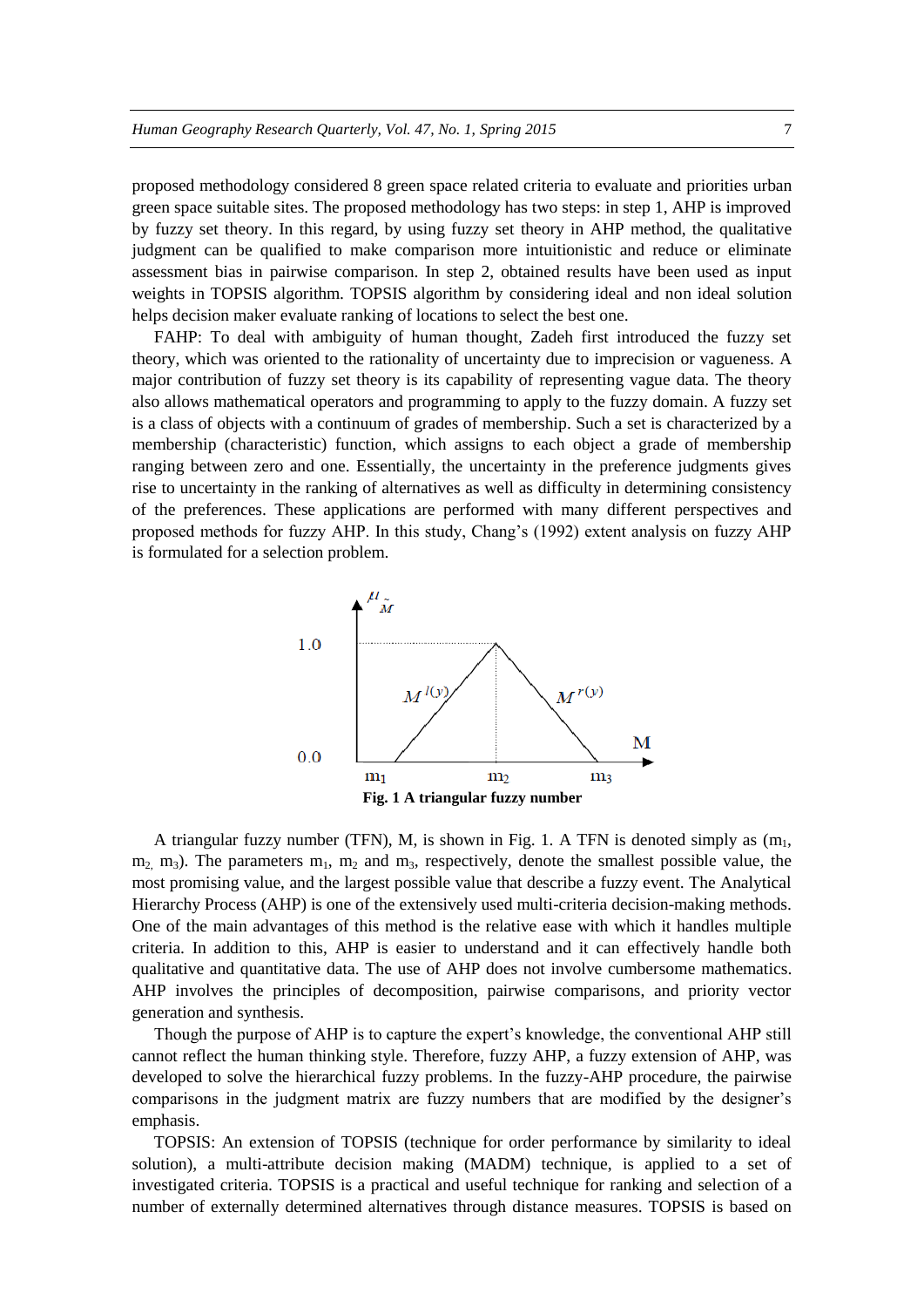proposed methodology considered 8 green space related criteria to evaluate and priorities urban green space suitable sites. The proposed methodology has two steps: in step 1, AHP is improved by fuzzy set theory. In this regard, by using fuzzy set theory in AHP method, the qualitative judgment can be qualified to make comparison more intuitionistic and reduce or eliminate assessment bias in pairwise comparison. In step 2, obtained results have been used as input weights in TOPSIS algorithm. TOPSIS algorithm by considering ideal and non ideal solution helps decision maker evaluate ranking of locations to select the best one.

FAHP: To deal with ambiguity of human thought, Zadeh first introduced the fuzzy set theory, which was oriented to the rationality of uncertainty due to imprecision or vagueness. A major contribution of fuzzy set theory is its capability of representing vague data. The theory also allows mathematical operators and programming to apply to the fuzzy domain. A fuzzy set is a class of objects with a continuum of grades of membership. Such a set is characterized by a membership (characteristic) function, which assigns to each object a grade of membership ranging between zero and one. Essentially, the uncertainty in the preference judgments gives rise to uncertainty in the ranking of alternatives as well as difficulty in determining consistency of the preferences. These applications are performed with many different perspectives and proposed methods for fuzzy AHP. In this study, Chang's (1992) extent analysis on fuzzy AHP is formulated for a selection problem.

**Fig. 1 A triangular fuzzy number**

A triangular fuzzy number (TFN), M, is shown in Fig. 1. A TFN is denoted simply as ($m_1$, $m_2$, $m_3$). The parameters $m_1$, $m_2$ and $m_3$, respectively, denote the smallest possible value, the most promising value, and the largest possible value that describe a fuzzy event. The Analytical Hierarchy Process (AHP) is one of the extensively used multi-criteria decision-making methods. One of the main advantages of this method is the relative ease with which it handles multiple criteria. In addition to this, AHP is easier to understand and it can effectively handle both qualitative and quantitative data. The use of AHP does not involve cumbersome mathematics. AHP involves the principles of decomposition, pairwise comparisons, and priority vector generation and synthesis.

Though the purpose of AHP is to capture the expert's knowledge, the conventional AHP still cannot reflect the human thinking style. Therefore, fuzzy AHP, a fuzzy extension of AHP, was developed to solve the hierarchical fuzzy problems. In the fuzzy-AHP procedure, the pairwise comparisons in the judgment matrix are fuzzy numbers that are modified by the designer's emphasis.

TOPSIS: An extension of TOPSIS (technique for order performance by similarity to ideal solution), a multi-attribute decision making (MADM) technique, is applied to a set of investigated criteria. TOPSIS is a practical and useful technique for ranking and selection of a number of externally determined alternatives through distance measures. TOPSIS is based on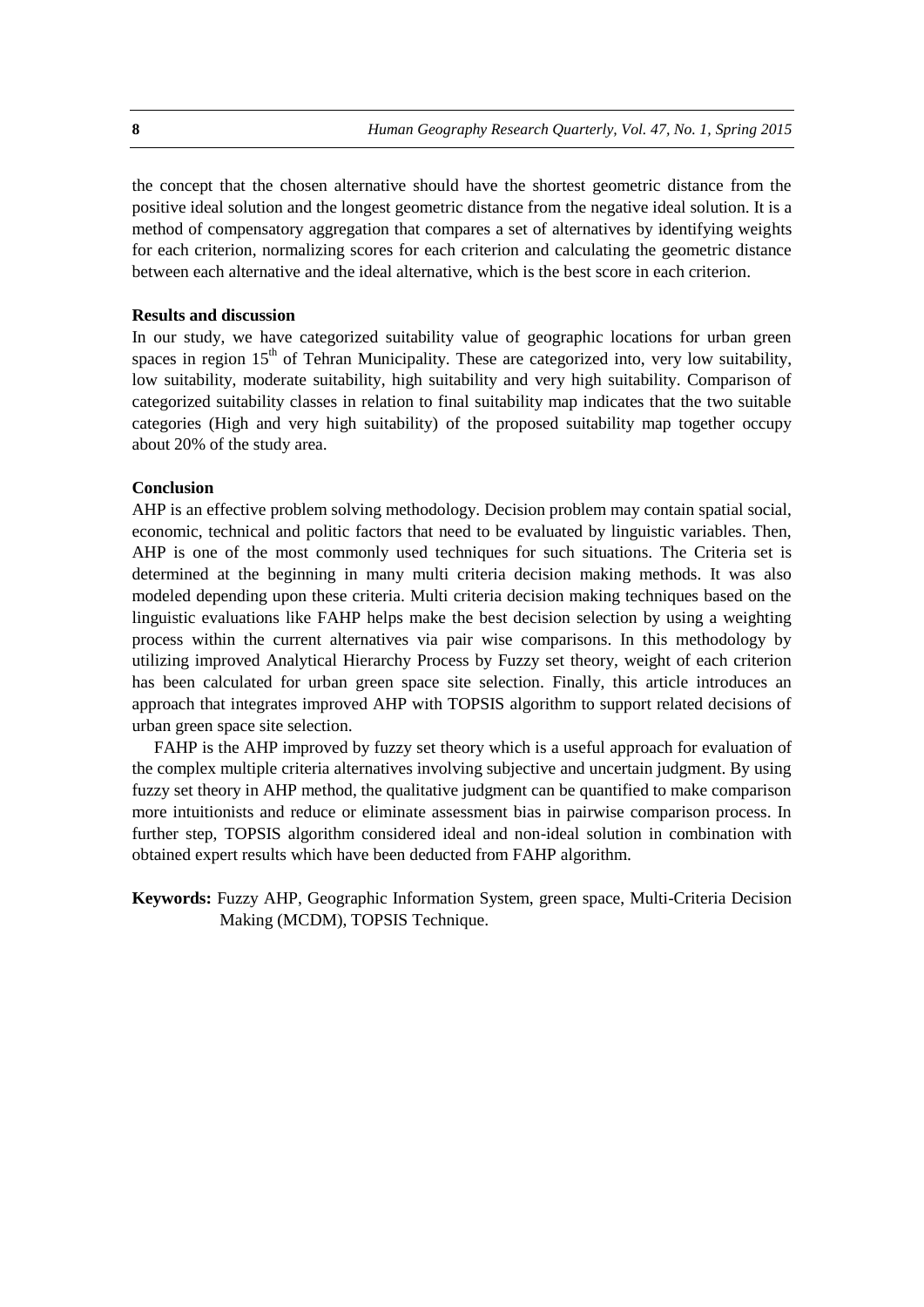the concept that the chosen alternative should have the shortest geometric distance from the positive ideal solution and the longest geometric distance from the negative ideal solution. It is a method of compensatory aggregation that compares a set of alternatives by identifying weights for each criterion, normalizing scores for each criterion and calculating the geometric distance between each alternative and the ideal alternative, which is the best score in each criterion.

**Results and discussion**

In our study, we have categorized suitability value of geographic locations for urban green spaces in region 15$^{th}$ of Tehran Municipality. These are categorized into, very low suitability, low suitability, moderate suitability, high suitability and very high suitability. Comparison of categorized suitability classes in relation to final suitability map indicates that the two suitable categories (High and very high suitability) of the proposed suitability map together occupy about 20% of the study area.

**Conclusion**

AHP is an effective problem solving methodology. Decision problem may contain spatial social, economic, technical and politic factors that need to be evaluated by linguistic variables. Then, AHP is one of the most commonly used techniques for such situations. The Criteria set is determined at the beginning in many multi criteria decision making methods. It was also modeled depending upon these criteria. Multi criteria decision making techniques based on the linguistic evaluations like FAHP helps make the best decision selection by using a weighting process within the current alternatives via pair wise comparisons. In this methodology by utilizing improved Analytical Hierarchy Process by Fuzzy set theory, weight of each criterion has been calculated for urban green space site selection. Finally, this article introduces an approach that integrates improved AHP with TOPSIS algorithm to support related decisions of urban green space site selection.

FAHP is the AHP improved by fuzzy set theory which is a useful approach for evaluation of the complex multiple criteria alternatives involving subjective and uncertain judgment. By using fuzzy set theory in AHP method, the qualitative judgment can be quantified to make comparison more intuitionists and reduce or eliminate assessment bias in pairwise comparison process. In further step, TOPSIS algorithm considered ideal and non-ideal solution in combination with obtained expert results which have been deducted from FAHP algorithm.

**Keywords:** Fuzzy AHP, Geographic Information System, green space, Multi-Criteria Decision Making (MCDM), TOPSIS Technique.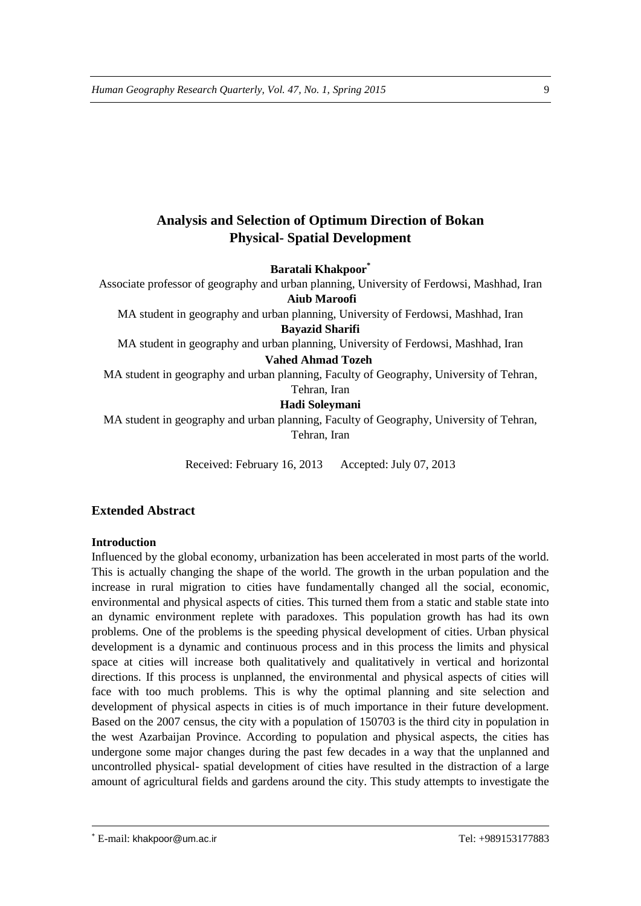# Analysis and Selection of Optimum Direction of Bokan Physical- Spatial Development

**Baratali Khakpoor***

Associate professor of geography and urban planning, University of Ferdowsi, Mashhad, Iran

**Aiub Maroofi**

MA student in geography and urban planning, University of Ferdowsi, Mashhad, Iran

**Bayazid Sharifi**

MA student in geography and urban planning, University of Ferdowsi, Mashhad, Iran

**Vahed Ahmad Tozeh**

MA student in geography and urban planning, Faculty of Geography, University of Tehran, Tehran, Iran

**Hadi Soleymani**

MA student in geography and urban planning, Faculty of Geography, University of Tehran, Tehran, Iran

Received: February 16, 2013 Accepted: July 07, 2013

## Extended Abstract

### Introduction

Influenced by the global economy, urbanization has been accelerated in most parts of the world. This is actually changing the shape of the world. The growth in the urban population and the increase in rural migration to cities have fundamentally changed all the social, economic, environmental and physical aspects of cities. This turned them from a static and stable state into an dynamic environment replete with paradoxes. This population growth has had its own problems. One of the problems is the speeding physical development of cities. Urban physical development is a dynamic and continuous process and in this process the limits and physical space at cities will increase both qualitatively and qualitatively in vertical and horizontal directions. If this process is unplanned, the environmental and physical aspects of cities will face with too much problems. This is why the optimal planning and site selection and development of physical aspects in cities is of much importance in their future development. Based on the 2007 census, the city with a population of 150703 is the third city in population in the west Azarbaijan Province. According to population and physical aspects, the cities has undergone some major changes during the past few decades in a way that the unplanned and uncontrolled physical- spatial development of cities have resulted in the distraction of a large amount of agricultural fields and gardens around the city. This study attempts to investigate the

* E-mail: khakpoor@um.ac.ir Tel: +989153177883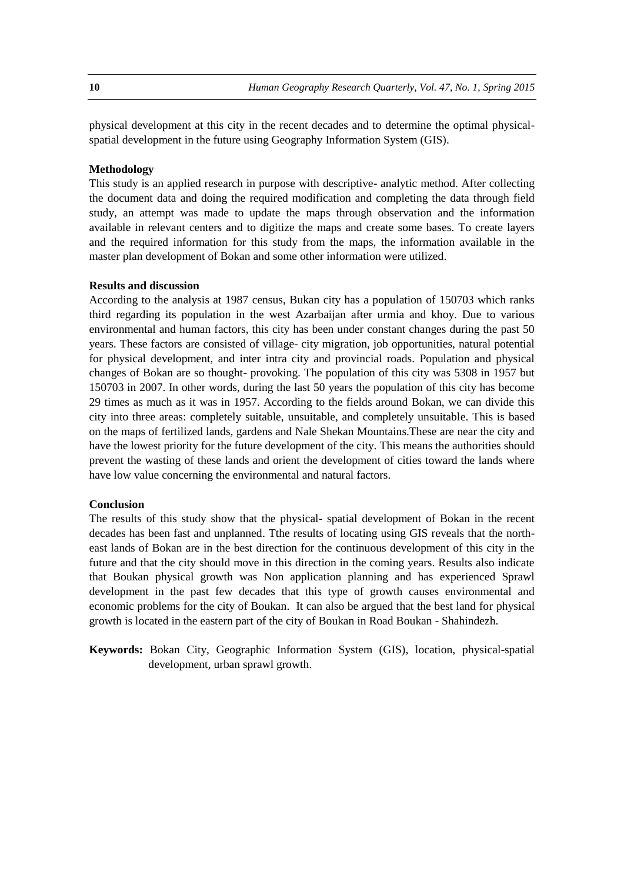physical development at this city in the recent decades and to determine the optimal physical-spatial development in the future using Geography Information System (GIS).

**Methodology**

This study is an applied research in purpose with descriptive- analytic method. After collecting the document data and doing the required modification and completing the data through field study, an attempt was made to update the maps through observation and the information available in relevant centers and to digitize the maps and create some bases. To create layers and the required information for this study from the maps, the information available in the master plan development of Bokan and some other information were utilized.

**Results and discussion**

According to the analysis at 1987 census, Bukan city has a population of 150703 which ranks third regarding its population in the west Azarbaijan after urmia and khoy. Due to various environmental and human factors, this city has been under constant changes during the past 50 years. These factors are consisted of village- city migration, job opportunities, natural potential for physical development, and inter intra city and provincial roads. Population and physical changes of Bokan are so thought- provoking. The population of this city was 5308 in 1957 but 150703 in 2007. In other words, during the last 50 years the population of this city has become 29 times as much as it was in 1957. According to the fields around Bokan, we can divide this city into three areas: completely suitable, unsuitable, and completely unsuitable. This is based on the maps of fertilized lands, gardens and Nale Shekan Mountains.These are near the city and have the lowest priority for the future development of the city. This means the authorities should prevent the wasting of these lands and orient the development of cities toward the lands where have low value concerning the environmental and natural factors.

**Conclusion**

The results of this study show that the physical- spatial development of Bokan in the recent decades has been fast and unplanned. Tthe results of locating using GIS reveals that the north-east lands of Bokan are in the best direction for the continuous development of this city in the future and that the city should move in this direction in the coming years. Results also indicate that Boukan physical growth was Non application planning and has experienced Sprawl development in the past few decades that this type of growth causes environmental and economic problems for the city of Boukan. It can also be argued that the best land for physical growth is located in the eastern part of the city of Boukan in Road Boukan - Shahindezh.

**Keywords:** Bokan City, Geographic Information System (GIS), location, physical-spatial development, urban sprawl growth.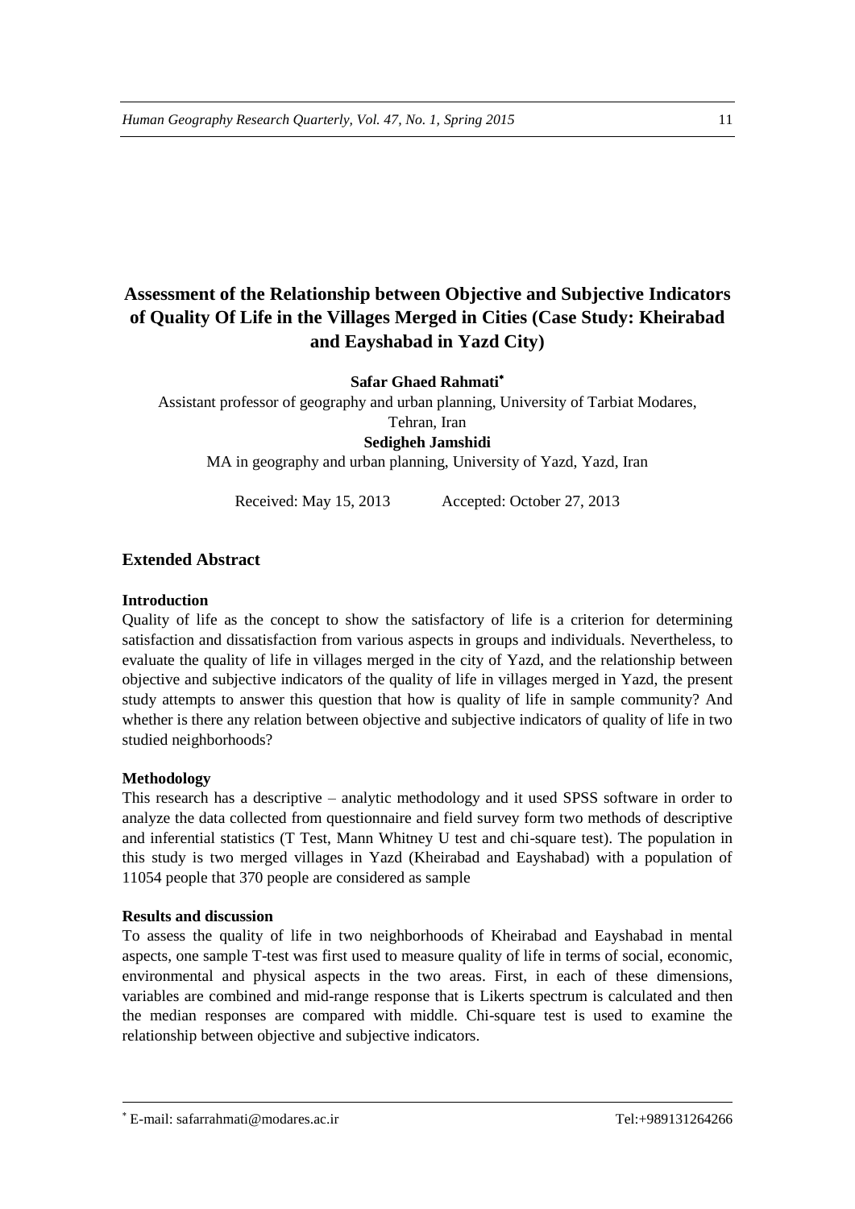# Assessment of the Relationship between Objective and Subjective Indicators of Quality Of Life in the Villages Merged in Cities (Case Study: Kheirabad and Eayshabad in Yazd City)

**Safar Ghaed Rahmati**[*]

Assistant professor of geography and urban planning, University of Tarbiat Modares, Tehran, Iran

**Sedigheh Jamshidi**

MA in geography and urban planning, University of Yazd, Yazd, Iran

Received: May 15, 2013 Accepted: October 27, 2013

## Extended Abstract

### Introduction

Quality of life as the concept to show the satisfactory of life is a criterion for determining satisfaction and dissatisfaction from various aspects in groups and individuals. Nevertheless, to evaluate the quality of life in villages merged in the city of Yazd, and the relationship between objective and subjective indicators of the quality of life in villages merged in Yazd, the present study attempts to answer this question that how is quality of life in sample community? And whether is there any relation between objective and subjective indicators of quality of life in two studied neighborhoods?

### Methodology

This research has a descriptive – analytic methodology and it used SPSS software in order to analyze the data collected from questionnaire and field survey form two methods of descriptive and inferential statistics (T Test, Mann Whitney U test and chi-square test). The population in this study is two merged villages in Yazd (Kheirabad and Eayshabad) with a population of 11054 people that 370 people are considered as sample

### Results and discussion

To assess the quality of life in two neighborhoods of Kheirabad and Eayshabad in mental aspects, one sample T-test was first used to measure quality of life in terms of social, economic, environmental and physical aspects in the two areas. First, in each of these dimensions, variables are combined and mid-range response that is Likerts spectrum is calculated and then the median responses are compared with middle. Chi-square test is used to examine the relationship between objective and subjective indicators.

---

[*] E-mail: safarrahmati@modares.ac.ir Tel:+989131264266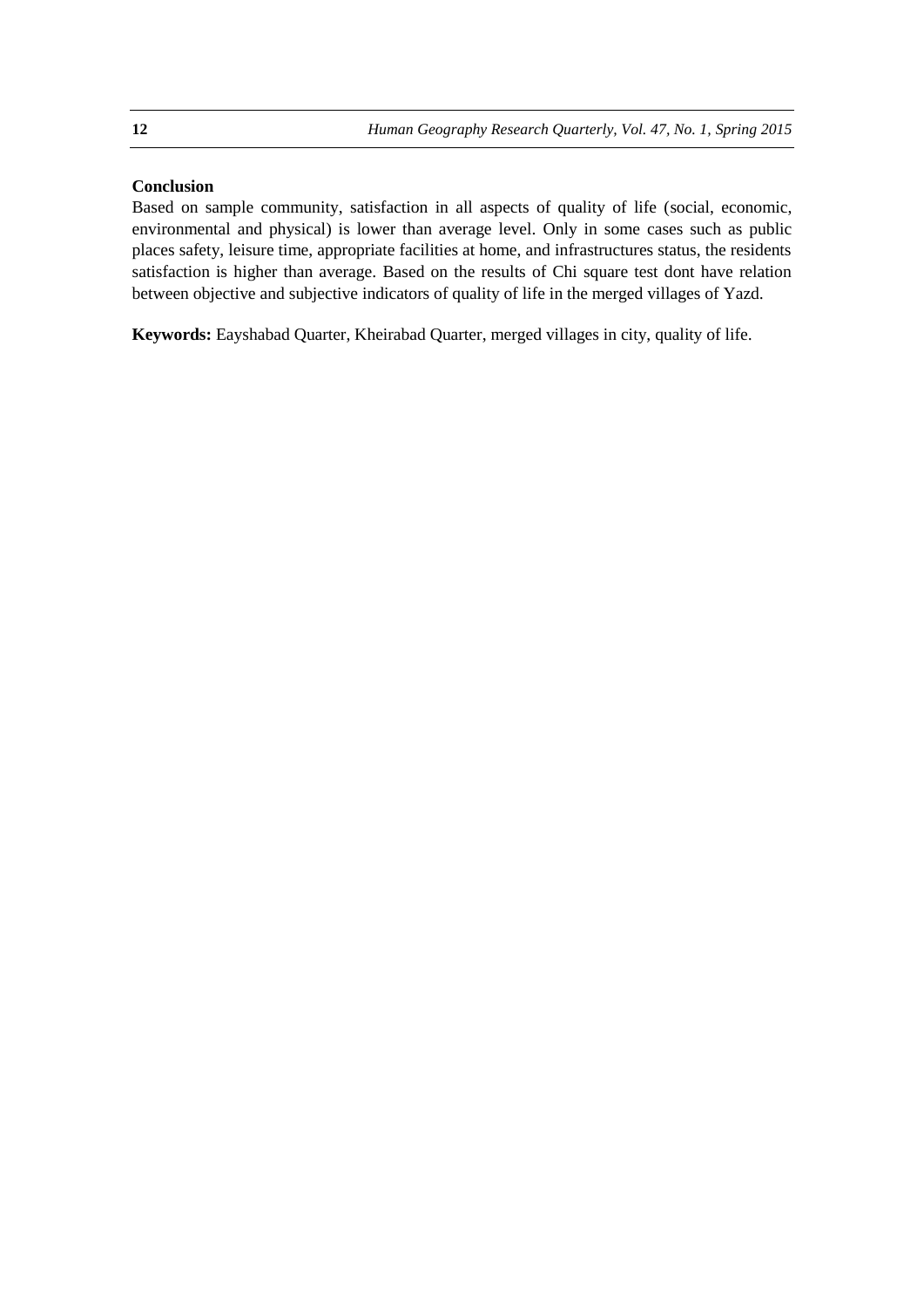### Conclusion

Based on sample community, satisfaction in all aspects of quality of life (social, economic, environmental and physical) is lower than average level. Only in some cases such as public places safety, leisure time, appropriate facilities at home, and infrastructures status, the residents satisfaction is higher than average. Based on the results of Chi square test dont have relation between objective and subjective indicators of quality of life in the merged villages of Yazd.

**Keywords:** Eayshabad Quarter, Kheirabad Quarter, merged villages in city, quality of life.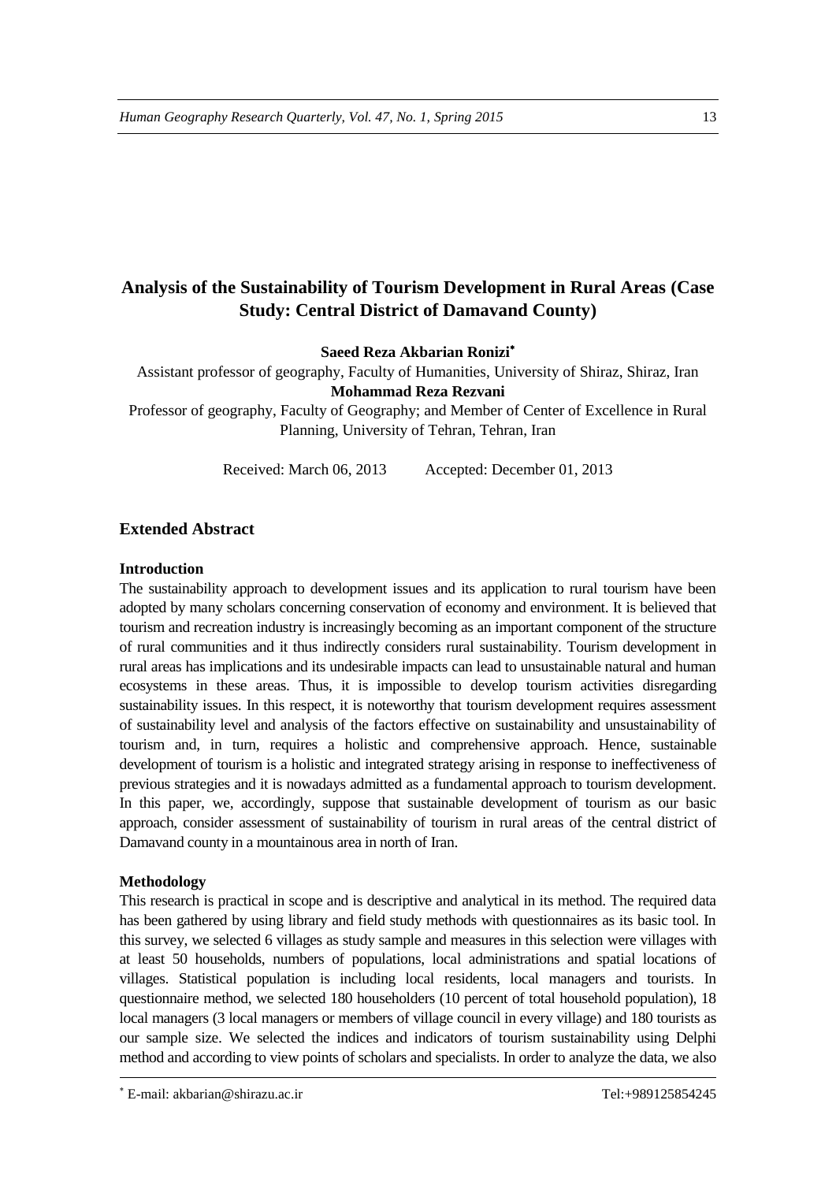# Analysis of the Sustainability of Tourism Development in Rural Areas (Case Study: Central District of Damavand County)

**Saeed Reza Akbarian Ronizi**[*]

Assistant professor of geography, Faculty of Humanities, University of Shiraz, Shiraz, Iran

**Mohammad Reza Rezvani**

Professor of geography, Faculty of Geography; and Member of Center of Excellence in Rural Planning, University of Tehran, Tehran, Iran

Received: March 06, 2013    Accepted: December 01, 2013

## Extended Abstract

### Introduction

The sustainability approach to development issues and its application to rural tourism have been adopted by many scholars concerning conservation of economy and environment. It is believed that tourism and recreation industry is increasingly becoming as an important component of the structure of rural communities and it thus indirectly considers rural sustainability. Tourism development in rural areas has implications and its undesirable impacts can lead to unsustainable natural and human ecosystems in these areas. Thus, it is impossible to develop tourism activities disregarding sustainability issues. In this respect, it is noteworthy that tourism development requires assessment of sustainability level and analysis of the factors effective on sustainability and unsustainability of tourism and, in turn, requires a holistic and comprehensive approach. Hence, sustainable development of tourism is a holistic and integrated strategy arising in response to ineffectiveness of previous strategies and it is nowadays admitted as a fundamental approach to tourism development. In this paper, we, accordingly, suppose that sustainable development of tourism as our basic approach, consider assessment of sustainability of tourism in rural areas of the central district of Damavand county in a mountainous area in north of Iran.

### Methodology

This research is practical in scope and is descriptive and analytical in its method. The required data has been gathered by using library and field study methods with questionnaires as its basic tool. In this survey, we selected 6 villages as study sample and measures in this selection were villages with at least 50 households, numbers of populations, local administrations and spatial locations of villages. Statistical population is including local residents, local managers and tourists. In questionnaire method, we selected 180 householders (10 percent of total household population), 18 local managers (3 local managers or members of village council in every village) and 180 tourists as our sample size. We selected the indices and indicators of tourism sustainability using Delphi method and according to view points of scholars and specialists. In order to analyze the data, we also

[*] E-mail: akbarian@shirazu.ac.ir    Tel:+989125854245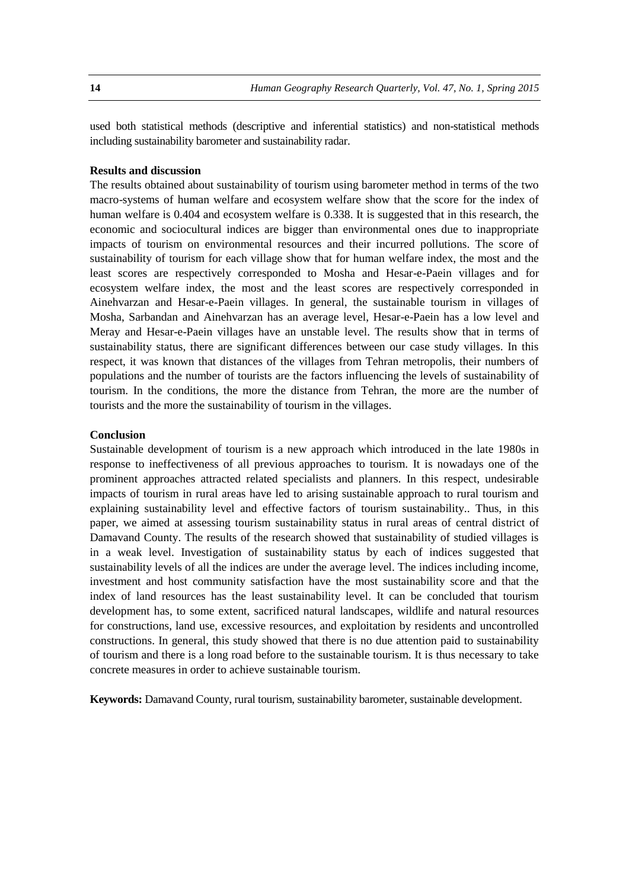used both statistical methods (descriptive and inferential statistics) and non-statistical methods including sustainability barometer and sustainability radar.

**Results and discussion**

The results obtained about sustainability of tourism using barometer method in terms of the two macro-systems of human welfare and ecosystem welfare show that the score for the index of human welfare is 0.404 and ecosystem welfare is 0.338. It is suggested that in this research, the economic and sociocultural indices are bigger than environmental ones due to inappropriate impacts of tourism on environmental resources and their incurred pollutions. The score of sustainability of tourism for each village show that for human welfare index, the most and the least scores are respectively corresponded to Mosha and Hesar-e-Paein villages and for ecosystem welfare index, the most and the least scores are respectively corresponded in Ainehvarzan and Hesar-e-Paein villages. In general, the sustainable tourism in villages of Mosha, Sarbandan and Ainehvarzan has an average level, Hesar-e-Paein has a low level and Meray and Hesar-e-Paein villages have an unstable level. The results show that in terms of sustainability status, there are significant differences between our case study villages. In this respect, it was known that distances of the villages from Tehran metropolis, their numbers of populations and the number of tourists are the factors influencing the levels of sustainability of tourism. In the conditions, the more the distance from Tehran, the more are the number of tourists and the more the sustainability of tourism in the villages.

**Conclusion**

Sustainable development of tourism is a new approach which introduced in the late 1980s in response to ineffectiveness of all previous approaches to tourism. It is nowadays one of the prominent approaches attracted related specialists and planners. In this respect, undesirable impacts of tourism in rural areas have led to arising sustainable approach to rural tourism and explaining sustainability level and effective factors of tourism sustainability.. Thus, in this paper, we aimed at assessing tourism sustainability status in rural areas of central district of Damavand County. The results of the research showed that sustainability of studied villages is in a weak level. Investigation of sustainability status by each of indices suggested that sustainability levels of all the indices are under the average level. The indices including income, investment and host community satisfaction have the most sustainability score and that the index of land resources has the least sustainability level. It can be concluded that tourism development has, to some extent, sacrificed natural landscapes, wildlife and natural resources for constructions, land use, excessive resources, and exploitation by residents and uncontrolled constructions. In general, this study showed that there is no due attention paid to sustainability of tourism and there is a long road before to the sustainable tourism. It is thus necessary to take concrete measures in order to achieve sustainable tourism.

**Keywords:** Damavand County, rural tourism, sustainability barometer, sustainable development.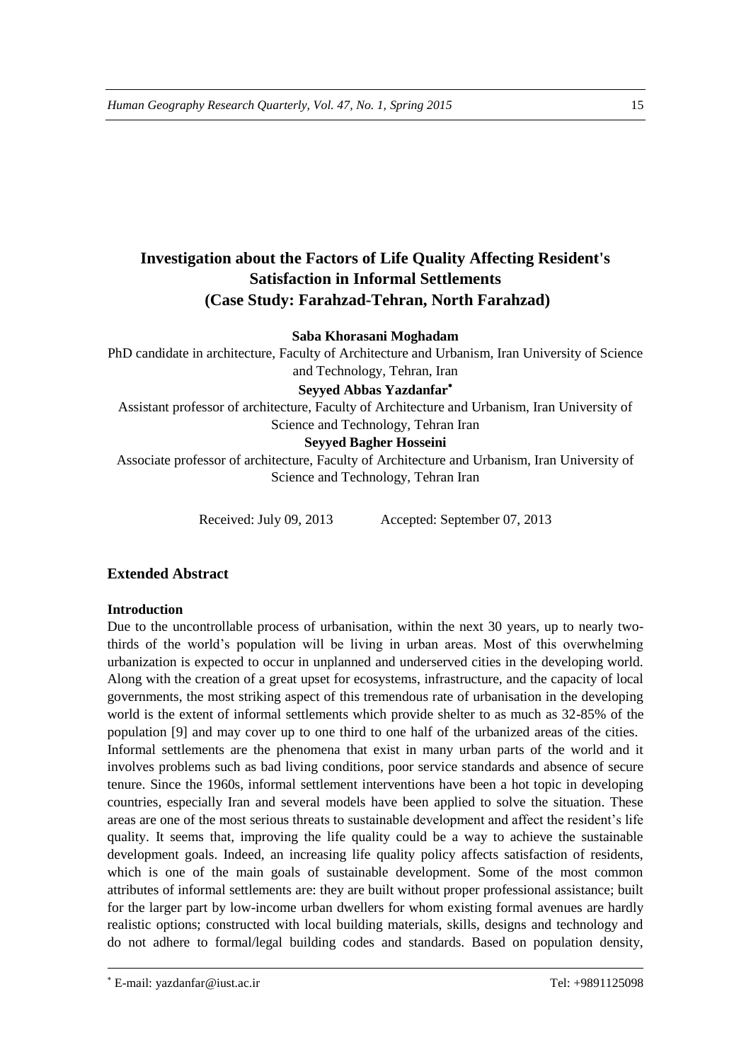# Investigation about the Factors of Life Quality Affecting Resident's Satisfaction in Informal Settlements (Case Study: Farahzad-Tehran, North Farahzad)

**Saba Khorasani Moghadam**

PhD candidate in architecture, Faculty of Architecture and Urbanism, Iran University of Science and Technology, Tehran, Iran

**Seyyed Abbas Yazdanfar***

Assistant professor of architecture, Faculty of Architecture and Urbanism, Iran University of Science and Technology, Tehran Iran

**Seyyed Bagher Hosseini**

Associate professor of architecture, Faculty of Architecture and Urbanism, Iran University of Science and Technology, Tehran Iran

Received: July 09, 2013 Accepted: September 07, 2013

## Extended Abstract

### Introduction

Due to the uncontrollable process of urbanisation, within the next 30 years, up to nearly two-thirds of the world's population will be living in urban areas. Most of this overwhelming urbanization is expected to occur in unplanned and underserved cities in the developing world. Along with the creation of a great upset for ecosystems, infrastructure, and the capacity of local governments, the most striking aspect of this tremendous rate of urbanisation in the developing world is the extent of informal settlements which provide shelter to as much as 32-85% of the population [9] and may cover up to one third to one half of the urbanized areas of the cities.

Informal settlements are the phenomena that exist in many urban parts of the world and it involves problems such as bad living conditions, poor service standards and absence of secure tenure. Since the 1960s, informal settlement interventions have been a hot topic in developing countries, especially Iran and several models have been applied to solve the situation. These areas are one of the most serious threats to sustainable development and affect the resident's life quality. It seems that, improving the life quality could be a way to achieve the sustainable development goals. Indeed, an increasing life quality policy affects satisfaction of residents, which is one of the main goals of sustainable development. Some of the most common attributes of informal settlements are: they are built without proper professional assistance; built for the larger part by low-income urban dwellers for whom existing formal avenues are hardly realistic options; constructed with local building materials, skills, designs and technology and do not adhere to formal/legal building codes and standards. Based on population density,

* E-mail: yazdanfar@iust.ac.ir Tel: +9891125098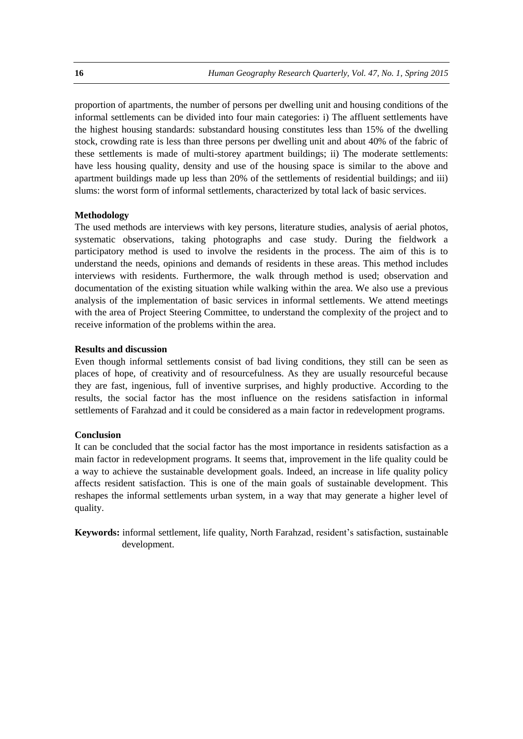proportion of apartments, the number of persons per dwelling unit and housing conditions of the informal settlements can be divided into four main categories: i) The affluent settlements have the highest housing standards: substandard housing constitutes less than 15% of the dwelling stock, crowding rate is less than three persons per dwelling unit and about 40% of the fabric of these settlements is made of multi-storey apartment buildings; ii) The moderate settlements: have less housing quality, density and use of the housing space is similar to the above and apartment buildings made up less than 20% of the settlements of residential buildings; and iii) slums: the worst form of informal settlements, characterized by total lack of basic services.

**Methodology**

The used methods are interviews with key persons, literature studies, analysis of aerial photos, systematic observations, taking photographs and case study. During the fieldwork a participatory method is used to involve the residents in the process. The aim of this is to understand the needs, opinions and demands of residents in these areas. This method includes interviews with residents. Furthermore, the walk through method is used; observation and documentation of the existing situation while walking within the area. We also use a previous analysis of the implementation of basic services in informal settlements. We attend meetings with the area of Project Steering Committee, to understand the complexity of the project and to receive information of the problems within the area.

**Results and discussion**

Even though informal settlements consist of bad living conditions, they still can be seen as places of hope, of creativity and of resourcefulness. As they are usually resourceful because they are fast, ingenious, full of inventive surprises, and highly productive. According to the results, the social factor has the most influence on the residens satisfaction in informal settlements of Farahzad and it could be considered as a main factor in redevelopment programs.

**Conclusion**

It can be concluded that the social factor has the most importance in residents satisfaction as a main factor in redevelopment programs. It seems that, improvement in the life quality could be a way to achieve the sustainable development goals. Indeed, an increase in life quality policy affects resident satisfaction. This is one of the main goals of sustainable development. This reshapes the informal settlements urban system, in a way that may generate a higher level of quality.

**Keywords:** informal settlement, life quality, North Farahzad, resident's satisfaction, sustainable development.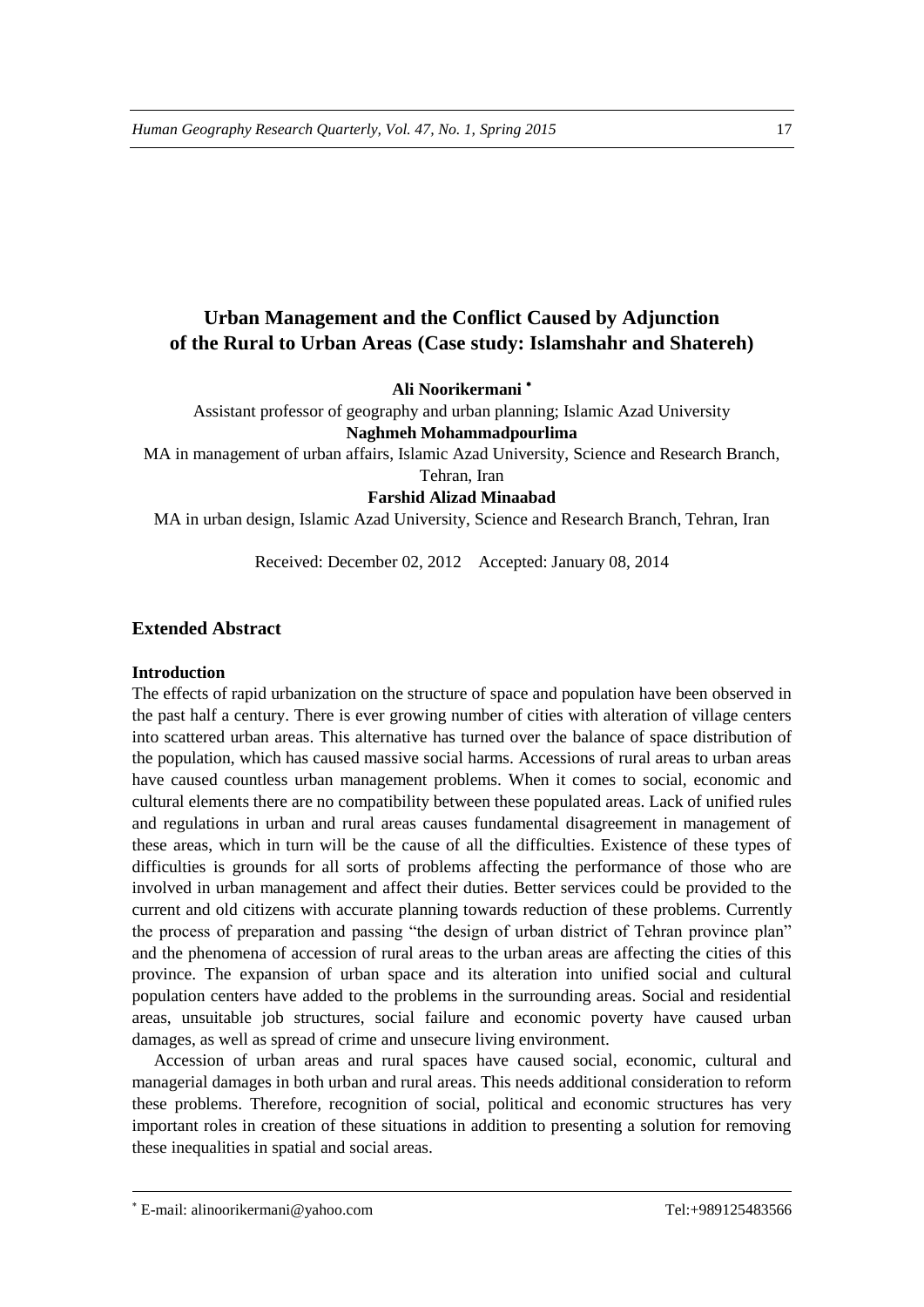# Urban Management and the Conflict Caused by Adjunction of the Rural to Urban Areas (Case study: Islamshahr and Shatereh)

**Ali Noorikermani** *

Assistant professor of geography and urban planning; Islamic Azad University

**Naghmeh Mohammadpourlima**

MA in management of urban affairs, Islamic Azad University, Science and Research Branch, Tehran, Iran

**Farshid Alizad Minaabad**

MA in urban design, Islamic Azad University, Science and Research Branch, Tehran, Iran

Received: December 02, 2012 Accepted: January 08, 2014

## Extended Abstract

### Introduction

The effects of rapid urbanization on the structure of space and population have been observed in the past half a century. There is ever growing number of cities with alteration of village centers into scattered urban areas. This alternative has turned over the balance of space distribution of the population, which has caused massive social harms. Accessions of rural areas to urban areas have caused countless urban management problems. When it comes to social, economic and cultural elements there are no compatibility between these populated areas. Lack of unified rules and regulations in urban and rural areas causes fundamental disagreement in management of these areas, which in turn will be the cause of all the difficulties. Existence of these types of difficulties is grounds for all sorts of problems affecting the performance of those who are involved in urban management and affect their duties. Better services could be provided to the current and old citizens with accurate planning towards reduction of these problems. Currently the process of preparation and passing "the design of urban district of Tehran province plan" and the phenomena of accession of rural areas to the urban areas are affecting the cities of this province. The expansion of urban space and its alteration into unified social and cultural population centers have added to the problems in the surrounding areas. Social and residential areas, unsuitable job structures, social failure and economic poverty have caused urban damages, as well as spread of crime and unsecure living environment.

Accession of urban areas and rural spaces have caused social, economic, cultural and managerial damages in both urban and rural areas. This needs additional consideration to reform these problems. Therefore, recognition of social, political and economic structures has very important roles in creation of these situations in addition to presenting a solution for removing these inequalities in spatial and social areas.

* E-mail: alinoorikermani@yahoo.com Tel:+989125483566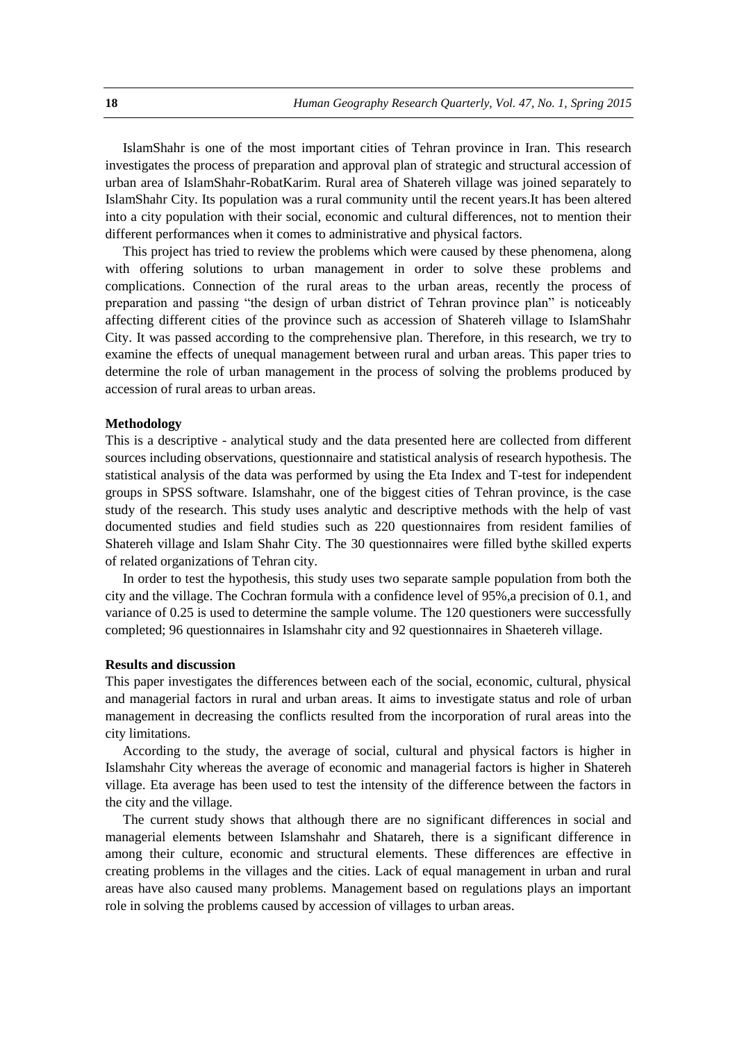IslamShahr is one of the most important cities of Tehran province in Iran. This research investigates the process of preparation and approval plan of strategic and structural accession of urban area of IslamShahr-RobatKarim. Rural area of Shatereh village was joined separately to IslamShahr City. Its population was a rural community until the recent years.It has been altered into a city population with their social, economic and cultural differences, not to mention their different performances when it comes to administrative and physical factors.

This project has tried to review the problems which were caused by these phenomena, along with offering solutions to urban management in order to solve these problems and complications. Connection of the rural areas to the urban areas, recently the process of preparation and passing "the design of urban district of Tehran province plan" is noticeably affecting different cities of the province such as accession of Shatereh village to IslamShahr City. It was passed according to the comprehensive plan. Therefore, in this research, we try to examine the effects of unequal management between rural and urban areas. This paper tries to determine the role of urban management in the process of solving the problems produced by accession of rural areas to urban areas.

**Methodology**

This is a descriptive - analytical study and the data presented here are collected from different sources including observations, questionnaire and statistical analysis of research hypothesis. The statistical analysis of the data was performed by using the Eta Index and T-test for independent groups in SPSS software. Islamshahr, one of the biggest cities of Tehran province, is the case study of the research. This study uses analytic and descriptive methods with the help of vast documented studies and field studies such as 220 questionnaires from resident families of Shatereh village and Islam Shahr City. The 30 questionnaires were filled bythe skilled experts of related organizations of Tehran city.

In order to test the hypothesis, this study uses two separate sample population from both the city and the village. The Cochran formula with a confidence level of 95%,a precision of 0.1, and variance of 0.25 is used to determine the sample volume. The 120 questioners were successfully completed; 96 questionnaires in Islamshahr city and 92 questionnaires in Shaetereh village.

**Results and discussion**

This paper investigates the differences between each of the social, economic, cultural, physical and managerial factors in rural and urban areas. It aims to investigate status and role of urban management in decreasing the conflicts resulted from the incorporation of rural areas into the city limitations.

According to the study, the average of social, cultural and physical factors is higher in Islamshahr City whereas the average of economic and managerial factors is higher in Shatereh village. Eta average has been used to test the intensity of the difference between the factors in the city and the village.

The current study shows that although there are no significant differences in social and managerial elements between Islamshahr and Shatareh, there is a significant difference in among their culture, economic and structural elements. These differences are effective in creating problems in the villages and the cities. Lack of equal management in urban and rural areas have also caused many problems. Management based on regulations plays an important role in solving the problems caused by accession of villages to urban areas.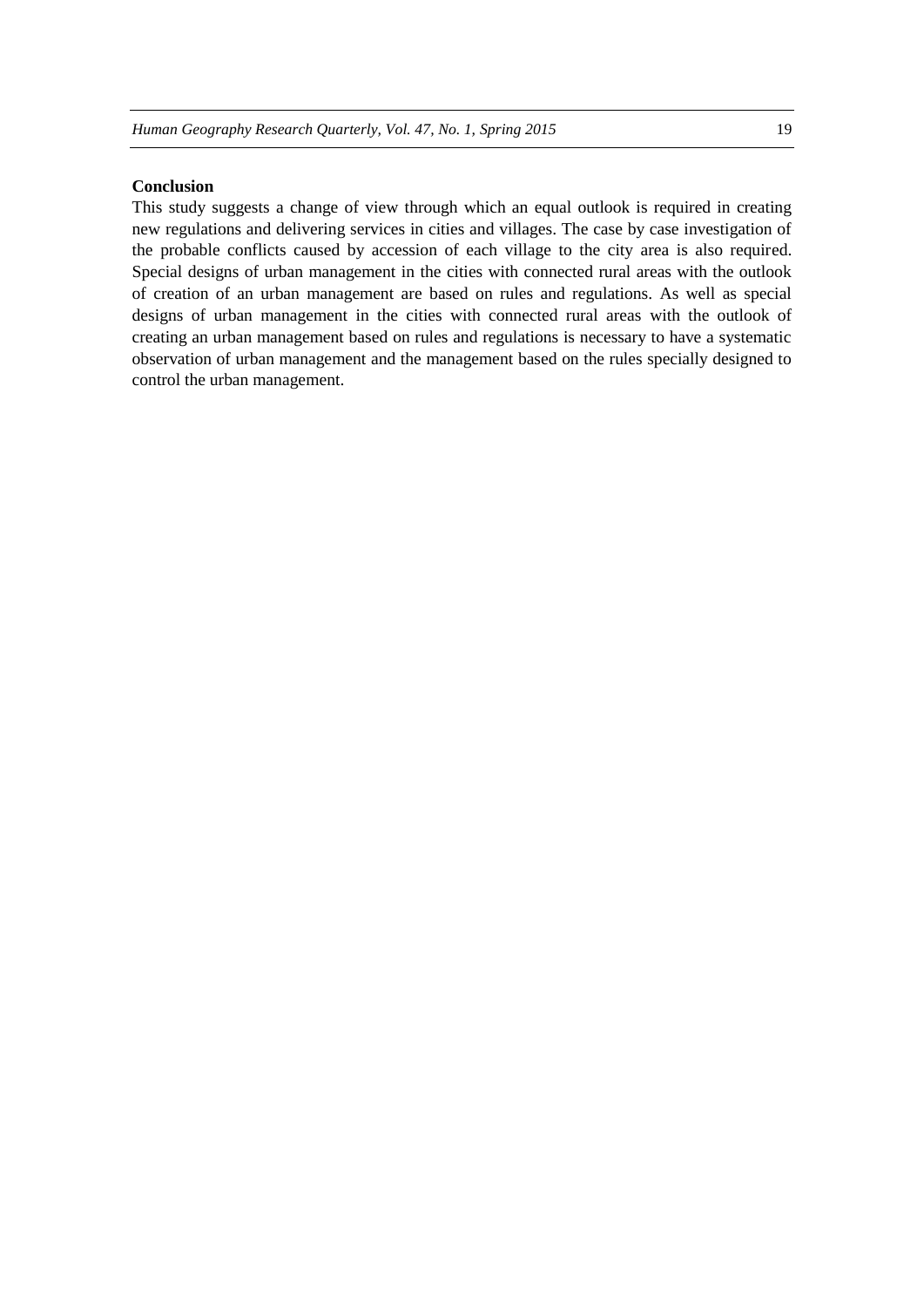**Conclusion**

This study suggests a change of view through which an equal outlook is required in creating new regulations and delivering services in cities and villages. The case by case investigation of the probable conflicts caused by accession of each village to the city area is also required. Special designs of urban management in the cities with connected rural areas with the outlook of creation of an urban management are based on rules and regulations. As well as special designs of urban management in the cities with connected rural areas with the outlook of creating an urban management based on rules and regulations is necessary to have a systematic observation of urban management and the management based on the rules specially designed to control the urban management.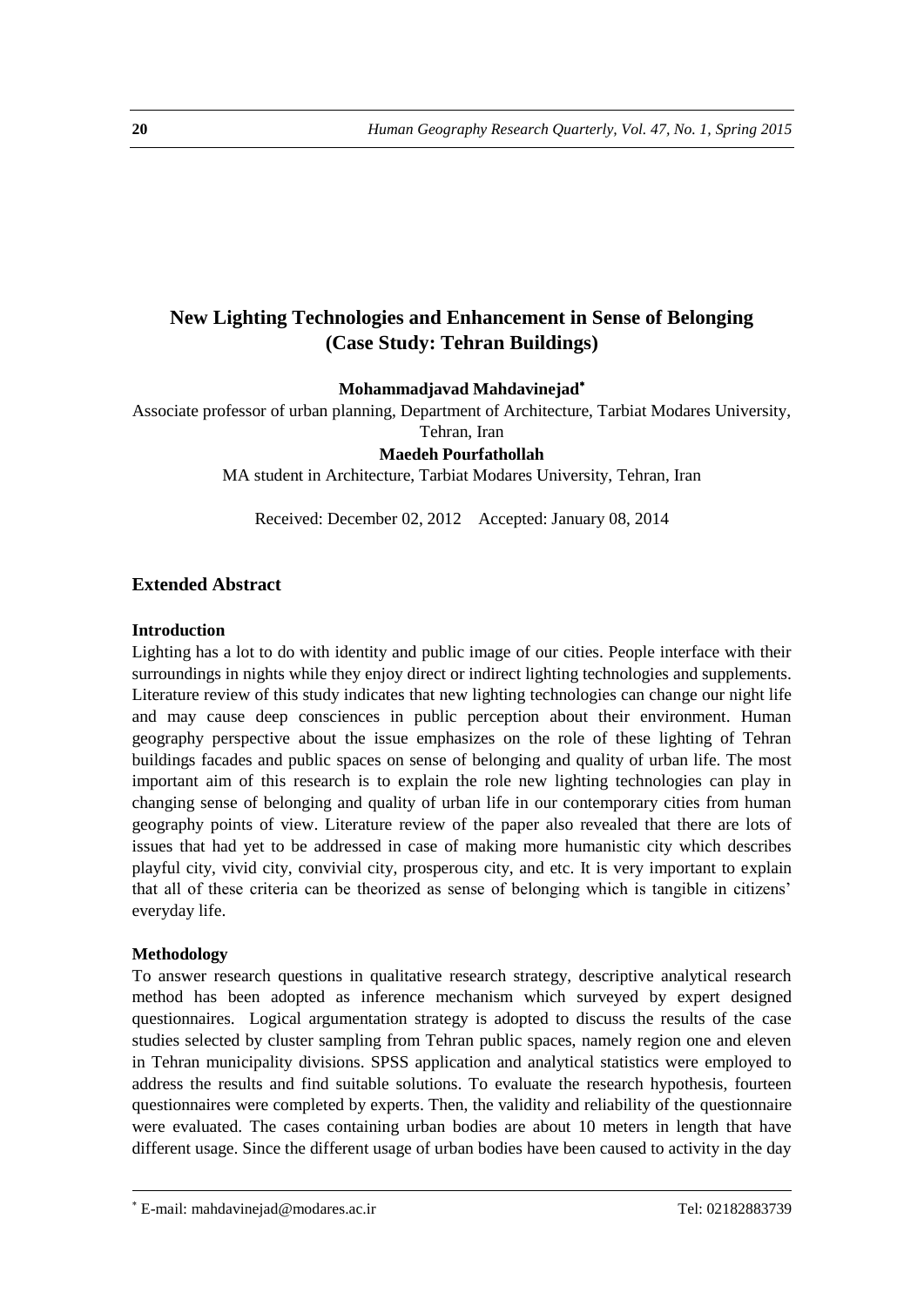# New Lighting Technologies and Enhancement in Sense of Belonging (Case Study: Tehran Buildings)

**Mohammadjavad Mahdavinejad***

Associate professor of urban planning, Department of Architecture, Tarbiat Modares University, Tehran, Iran

**Maedeh Pourfathollah**

MA student in Architecture, Tarbiat Modares University, Tehran, Iran

Received: December 02, 2012 Accepted: January 08, 2014

## Extended Abstract

### Introduction

Lighting has a lot to do with identity and public image of our cities. People interface with their surroundings in nights while they enjoy direct or indirect lighting technologies and supplements. Literature review of this study indicates that new lighting technologies can change our night life and may cause deep consciences in public perception about their environment. Human geography perspective about the issue emphasizes on the role of these lighting of Tehran buildings facades and public spaces on sense of belonging and quality of urban life. The most important aim of this research is to explain the role new lighting technologies can play in changing sense of belonging and quality of urban life in our contemporary cities from human geography points of view. Literature review of the paper also revealed that there are lots of issues that had yet to be addressed in case of making more humanistic city which describes playful city, vivid city, convivial city, prosperous city, and etc. It is very important to explain that all of these criteria can be theorized as sense of belonging which is tangible in citizens' everyday life.

### Methodology

To answer research questions in qualitative research strategy, descriptive analytical research method has been adopted as inference mechanism which surveyed by expert designed questionnaires. Logical argumentation strategy is adopted to discuss the results of the case studies selected by cluster sampling from Tehran public spaces, namely region one and eleven in Tehran municipality divisions. SPSS application and analytical statistics were employed to address the results and find suitable solutions. To evaluate the research hypothesis, fourteen questionnaires were completed by experts. Then, the validity and reliability of the questionnaire were evaluated. The cases containing urban bodies are about 10 meters in length that have different usage. Since the different usage of urban bodies have been caused to activity in the day

---

* E-mail: mahdavinejad@modares.ac.ir Tel: 02182883739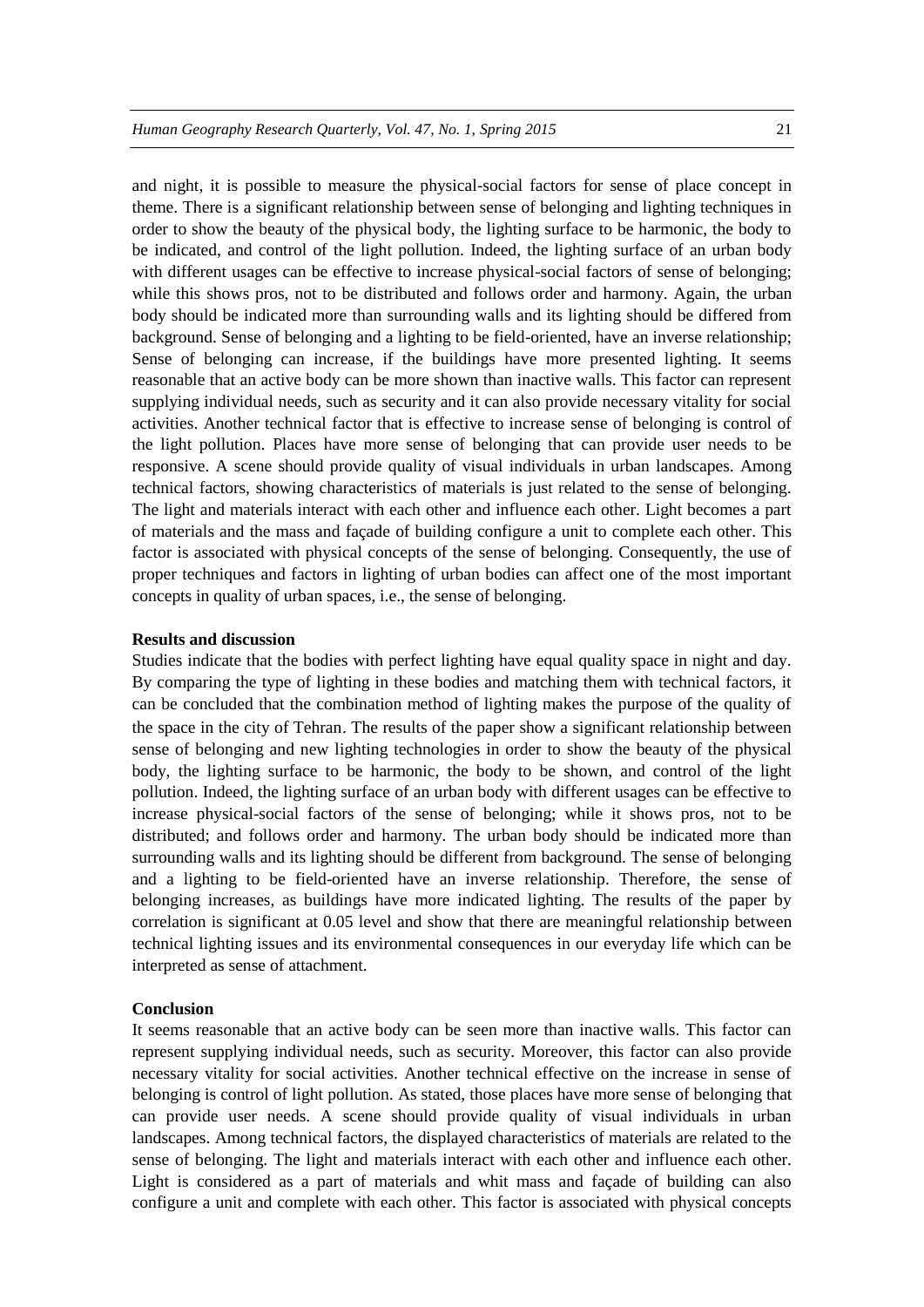and night, it is possible to measure the physical-social factors for sense of place concept in theme. There is a significant relationship between sense of belonging and lighting techniques in order to show the beauty of the physical body, the lighting surface to be harmonic, the body to be indicated, and control of the light pollution. Indeed, the lighting surface of an urban body with different usages can be effective to increase physical-social factors of sense of belonging; while this shows pros, not to be distributed and follows order and harmony. Again, the urban body should be indicated more than surrounding walls and its lighting should be differed from background. Sense of belonging and a lighting to be field-oriented, have an inverse relationship; Sense of belonging can increase, if the buildings have more presented lighting. It seems reasonable that an active body can be more shown than inactive walls. This factor can represent supplying individual needs, such as security and it can also provide necessary vitality for social activities. Another technical factor that is effective to increase sense of belonging is control of the light pollution. Places have more sense of belonging that can provide user needs to be responsive. A scene should provide quality of visual individuals in urban landscapes. Among technical factors, showing characteristics of materials is just related to the sense of belonging. The light and materials interact with each other and influence each other. Light becomes a part of materials and the mass and façade of building configure a unit to complete each other. This factor is associated with physical concepts of the sense of belonging. Consequently, the use of proper techniques and factors in lighting of urban bodies can affect one of the most important concepts in quality of urban spaces, i.e., the sense of belonging.

**Results and discussion**

Studies indicate that the bodies with perfect lighting have equal quality space in night and day. By comparing the type of lighting in these bodies and matching them with technical factors, it can be concluded that the combination method of lighting makes the purpose of the quality of the space in the city of Tehran. The results of the paper show a significant relationship between sense of belonging and new lighting technologies in order to show the beauty of the physical body, the lighting surface to be harmonic, the body to be shown, and control of the light pollution. Indeed, the lighting surface of an urban body with different usages can be effective to increase physical-social factors of the sense of belonging; while it shows pros, not to be distributed; and follows order and harmony. The urban body should be indicated more than surrounding walls and its lighting should be different from background. The sense of belonging and a lighting to be field-oriented have an inverse relationship. Therefore, the sense of belonging increases, as buildings have more indicated lighting. The results of the paper by correlation is significant at 0.05 level and show that there are meaningful relationship between technical lighting issues and its environmental consequences in our everyday life which can be interpreted as sense of attachment.

**Conclusion**

It seems reasonable that an active body can be seen more than inactive walls. This factor can represent supplying individual needs, such as security. Moreover, this factor can also provide necessary vitality for social activities. Another technical effective on the increase in sense of belonging is control of light pollution. As stated, those places have more sense of belonging that can provide user needs. A scene should provide quality of visual individuals in urban landscapes. Among technical factors, the displayed characteristics of materials are related to the sense of belonging. The light and materials interact with each other and influence each other. Light is considered as a part of materials and whit mass and façade of building can also configure a unit and complete with each other. This factor is associated with physical concepts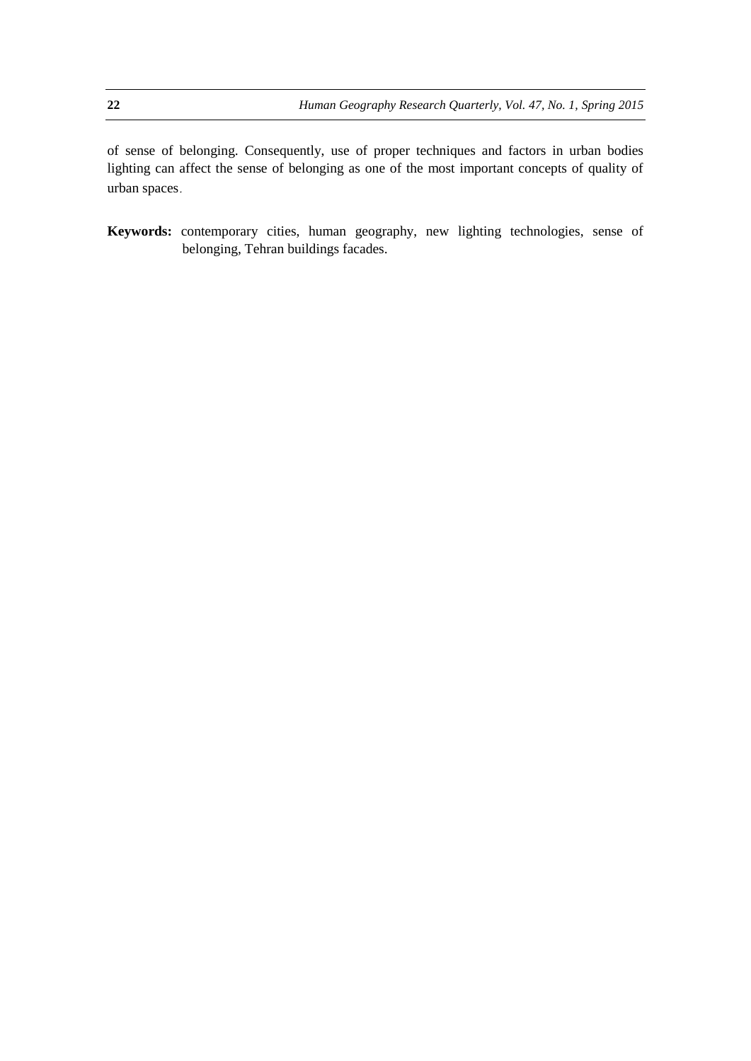of sense of belonging. Consequently, use of proper techniques and factors in urban bodies lighting can affect the sense of belonging as one of the most important concepts of quality of urban spaces.

**Keywords:** contemporary cities, human geography, new lighting technologies, sense of belonging, Tehran buildings facades.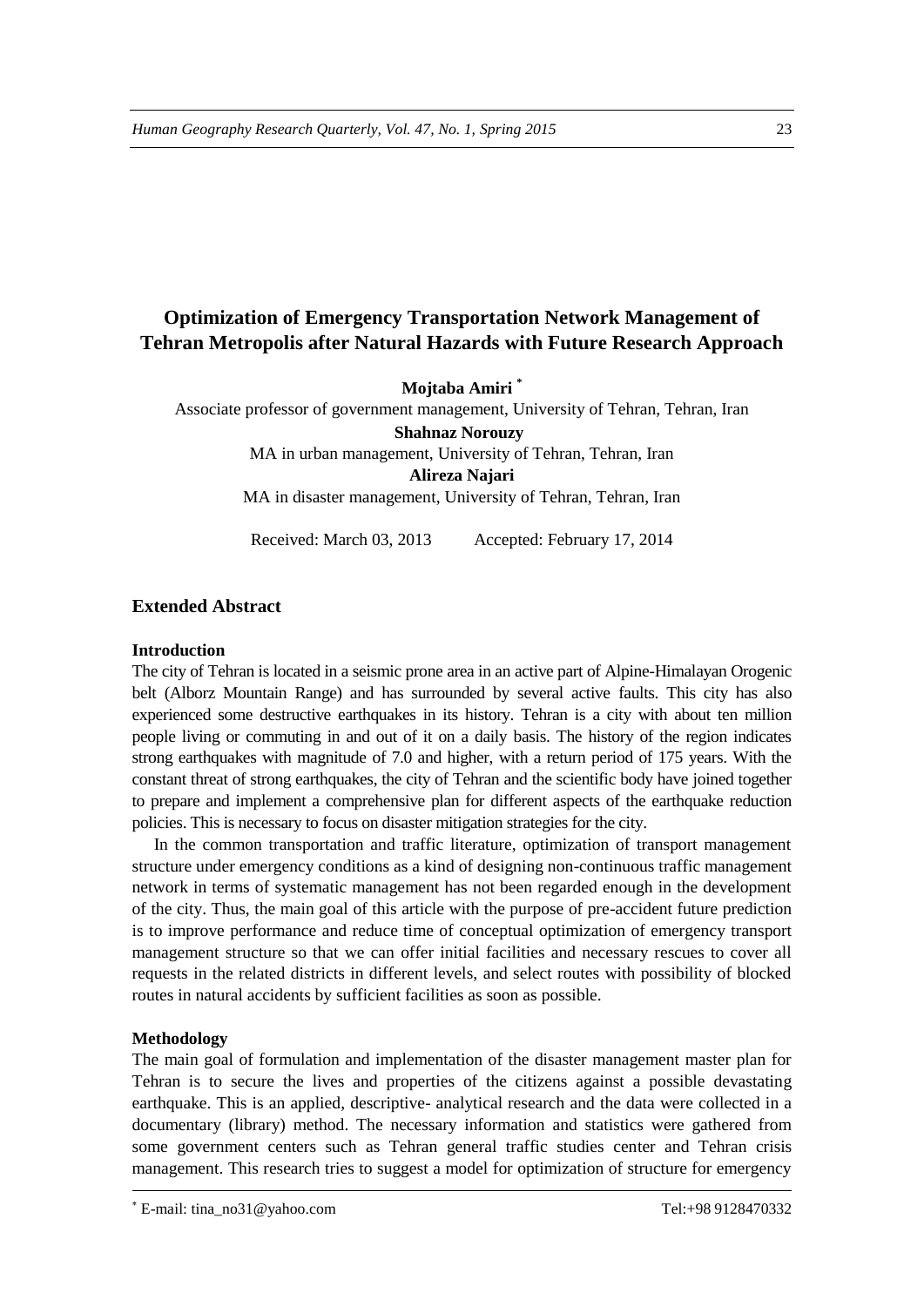# Optimization of Emergency Transportation Network Management of Tehran Metropolis after Natural Hazards with Future Research Approach

**Mojtaba Amiri** *

Associate professor of government management, University of Tehran, Tehran, Iran

**Shahnaz Norouzy**

MA in urban management, University of Tehran, Tehran, Iran

**Alireza Najari**

MA in disaster management, University of Tehran, Tehran, Iran

Received: March 03, 2013 Accepted: February 17, 2014

## Extended Abstract

### Introduction

The city of Tehran is located in a seismic prone area in an active part of Alpine-Himalayan Orogenic belt (Alborz Mountain Range) and has surrounded by several active faults. This city has also experienced some destructive earthquakes in its history. Tehran is a city with about ten million people living or commuting in and out of it on a daily basis. The history of the region indicates strong earthquakes with magnitude of 7.0 and higher, with a return period of 175 years. With the constant threat of strong earthquakes, the city of Tehran and the scientific body have joined together to prepare and implement a comprehensive plan for different aspects of the earthquake reduction policies. This is necessary to focus on disaster mitigation strategies for the city.

In the common transportation and traffic literature, optimization of transport management structure under emergency conditions as a kind of designing non-continuous traffic management network in terms of systematic management has not been regarded enough in the development of the city. Thus, the main goal of this article with the purpose of pre-accident future prediction is to improve performance and reduce time of conceptual optimization of emergency transport management structure so that we can offer initial facilities and necessary rescues to cover all requests in the related districts in different levels, and select routes with possibility of blocked routes in natural accidents by sufficient facilities as soon as possible.

### Methodology

The main goal of formulation and implementation of the disaster management master plan for Tehran is to secure the lives and properties of the citizens against a possible devastating earthquake. This is an applied, descriptive- analytical research and the data were collected in a documentary (library) method. The necessary information and statistics were gathered from some government centers such as Tehran general traffic studies center and Tehran crisis management. This research tries to suggest a model for optimization of structure for emergency

* E-mail: tina_no31@yahoo.com Tel:+98 9128470332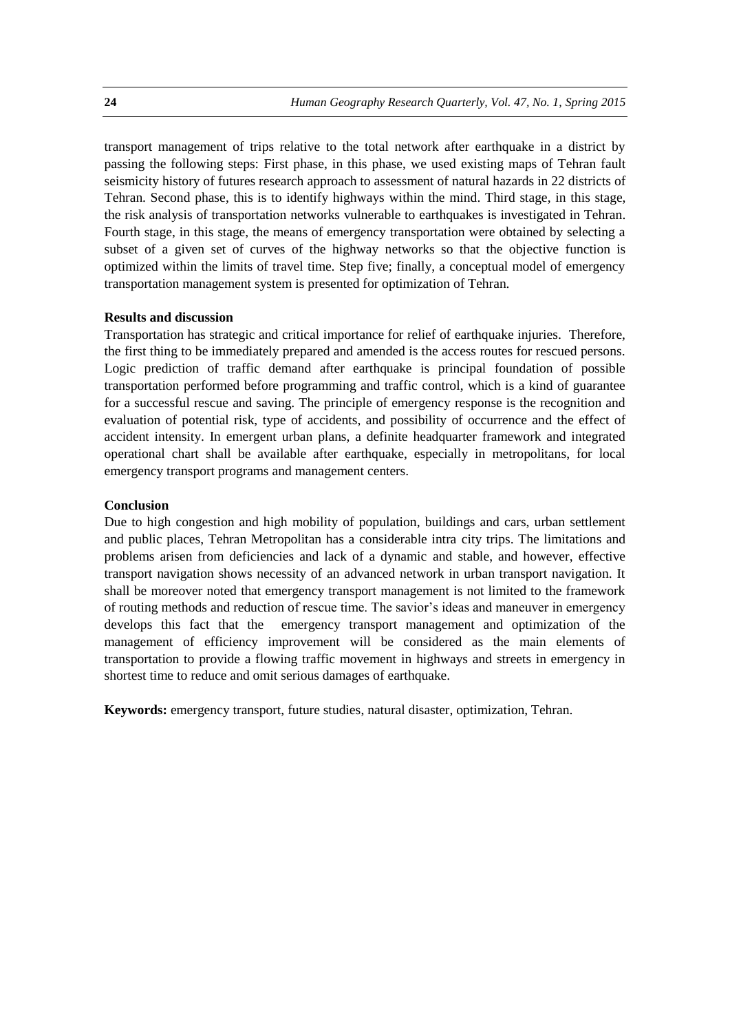transport management of trips relative to the total network after earthquake in a district by passing the following steps: First phase, in this phase, we used existing maps of Tehran fault seismicity history of futures research approach to assessment of natural hazards in 22 districts of Tehran. Second phase, this is to identify highways within the mind. Third stage, in this stage, the risk analysis of transportation networks vulnerable to earthquakes is investigated in Tehran. Fourth stage, in this stage, the means of emergency transportation were obtained by selecting a subset of a given set of curves of the highway networks so that the objective function is optimized within the limits of travel time. Step five; finally, a conceptual model of emergency transportation management system is presented for optimization of Tehran.

**Results and discussion**

Transportation has strategic and critical importance for relief of earthquake injuries. Therefore, the first thing to be immediately prepared and amended is the access routes for rescued persons. Logic prediction of traffic demand after earthquake is principal foundation of possible transportation performed before programming and traffic control, which is a kind of guarantee for a successful rescue and saving. The principle of emergency response is the recognition and evaluation of potential risk, type of accidents, and possibility of occurrence and the effect of accident intensity. In emergent urban plans, a definite headquarter framework and integrated operational chart shall be available after earthquake, especially in metropolitans, for local emergency transport programs and management centers.

**Conclusion**

Due to high congestion and high mobility of population, buildings and cars, urban settlement and public places, Tehran Metropolitan has a considerable intra city trips. The limitations and problems arisen from deficiencies and lack of a dynamic and stable, and however, effective transport navigation shows necessity of an advanced network in urban transport navigation. It shall be moreover noted that emergency transport management is not limited to the framework of routing methods and reduction of rescue time. The savior's ideas and maneuver in emergency develops this fact that the emergency transport management and optimization of the management of efficiency improvement will be considered as the main elements of transportation to provide a flowing traffic movement in highways and streets in emergency in shortest time to reduce and omit serious damages of earthquake.

**Keywords:** emergency transport, future studies, natural disaster, optimization, Tehran.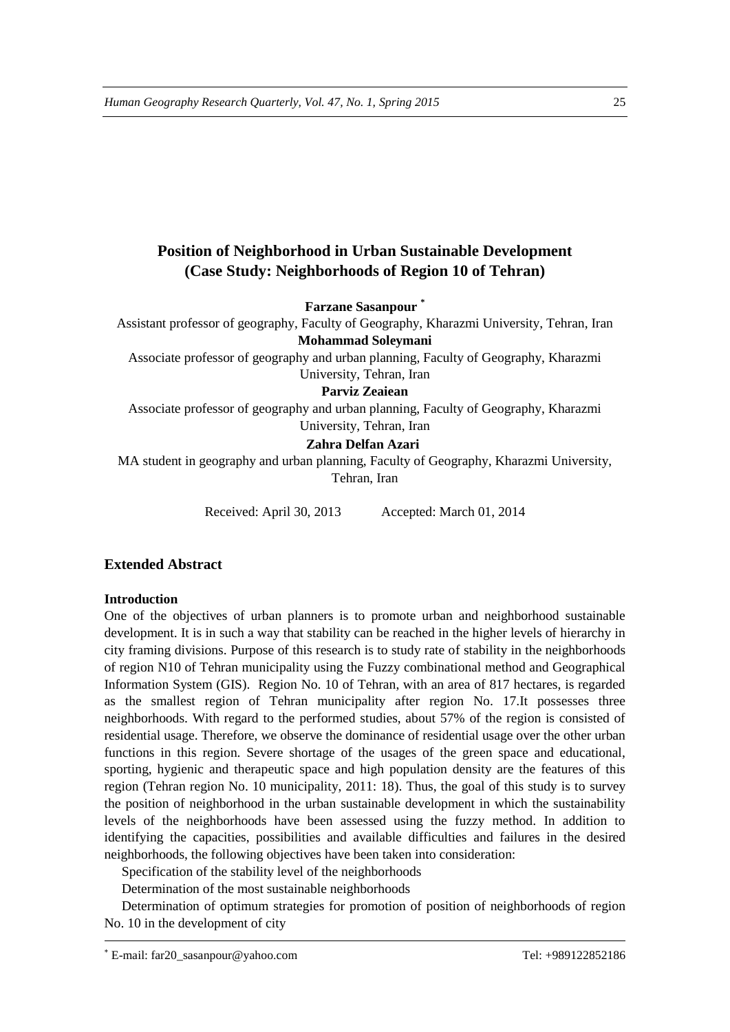# Position of Neighborhood in Urban Sustainable Development (Case Study: Neighborhoods of Region 10 of Tehran)

**Farzane Sasanpour** [*]

Assistant professor of geography, Faculty of Geography, Kharazmi University, Tehran, Iran

**Mohammad Soleymani**

Associate professor of geography and urban planning, Faculty of Geography, Kharazmi University, Tehran, Iran

**Parviz Zeaiean**

Associate professor of geography and urban planning, Faculty of Geography, Kharazmi University, Tehran, Iran

**Zahra Delfan Azari**

MA student in geography and urban planning, Faculty of Geography, Kharazmi University, Tehran, Iran

Received: April 30, 2013 Accepted: March 01, 2014

## Extended Abstract

### Introduction

One of the objectives of urban planners is to promote urban and neighborhood sustainable development. It is in such a way that stability can be reached in the higher levels of hierarchy in city framing divisions. Purpose of this research is to study rate of stability in the neighborhoods of region N10 of Tehran municipality using the Fuzzy combinational method and Geographical Information System (GIS). Region No. 10 of Tehran, with an area of 817 hectares, is regarded as the smallest region of Tehran municipality after region No. 17.It possesses three neighborhoods. With regard to the performed studies, about 57% of the region is consisted of residential usage. Therefore, we observe the dominance of residential usage over the other urban functions in this region. Severe shortage of the usages of the green space and educational, sporting, hygienic and therapeutic space and high population density are the features of this region (Tehran region No. 10 municipality, 2011: 18). Thus, the goal of this study is to survey the position of neighborhood in the urban sustainable development in which the sustainability levels of the neighborhoods have been assessed using the fuzzy method. In addition to identifying the capacities, possibilities and available difficulties and failures in the desired neighborhoods, the following objectives have been taken into consideration:

Specification of the stability level of the neighborhoods

Determination of the most sustainable neighborhoods

Determination of optimum strategies for promotion of position of neighborhoods of region No. 10 in the development of city

---

[*] E-mail: far20_sasanpour@yahoo.com Tel: +989122852186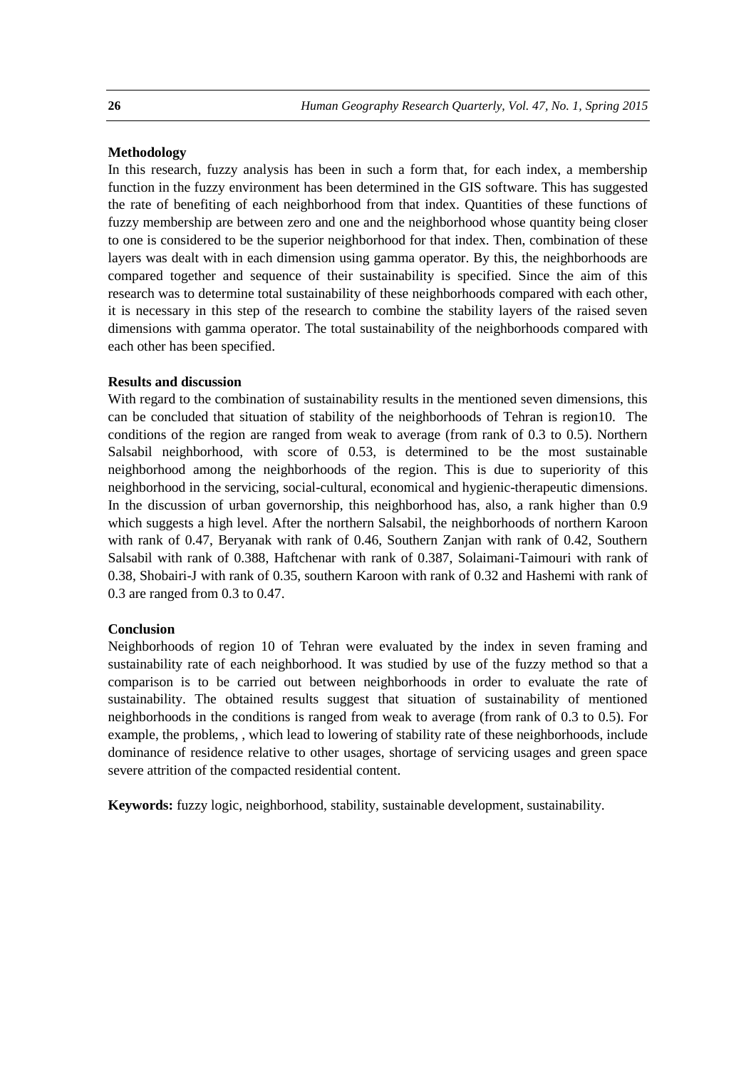**Methodology**

In this research, fuzzy analysis has been in such a form that, for each index, a membership function in the fuzzy environment has been determined in the GIS software. This has suggested the rate of benefiting of each neighborhood from that index. Quantities of these functions of fuzzy membership are between zero and one and the neighborhood whose quantity being closer to one is considered to be the superior neighborhood for that index. Then, combination of these layers was dealt with in each dimension using gamma operator. By this, the neighborhoods are compared together and sequence of their sustainability is specified. Since the aim of this research was to determine total sustainability of these neighborhoods compared with each other, it is necessary in this step of the research to combine the stability layers of the raised seven dimensions with gamma operator. The total sustainability of the neighborhoods compared with each other has been specified.

**Results and discussion**

With regard to the combination of sustainability results in the mentioned seven dimensions, this can be concluded that situation of stability of the neighborhoods of Tehran is region10. The conditions of the region are ranged from weak to average (from rank of 0.3 to 0.5). Northern Salsabil neighborhood, with score of 0.53, is determined to be the most sustainable neighborhood among the neighborhoods of the region. This is due to superiority of this neighborhood in the servicing, social-cultural, economical and hygienic-therapeutic dimensions. In the discussion of urban governorship, this neighborhood has, also, a rank higher than 0.9 which suggests a high level. After the northern Salsabil, the neighborhoods of northern Karoon with rank of 0.47, Beryanak with rank of 0.46, Southern Zanjan with rank of 0.42, Southern Salsabil with rank of 0.388, Haftchenar with rank of 0.387, Solaimani-Taimouri with rank of 0.38, Shobairi-J with rank of 0.35, southern Karoon with rank of 0.32 and Hashemi with rank of 0.3 are ranged from 0.3 to 0.47.

**Conclusion**

Neighborhoods of region 10 of Tehran were evaluated by the index in seven framing and sustainability rate of each neighborhood. It was studied by use of the fuzzy method so that a comparison is to be carried out between neighborhoods in order to evaluate the rate of sustainability. The obtained results suggest that situation of sustainability of mentioned neighborhoods in the conditions is ranged from weak to average (from rank of 0.3 to 0.5). For example, the problems, , which lead to lowering of stability rate of these neighborhoods, include dominance of residence relative to other usages, shortage of servicing usages and green space severe attrition of the compacted residential content.

**Keywords:** fuzzy logic, neighborhood, stability, sustainable development, sustainability.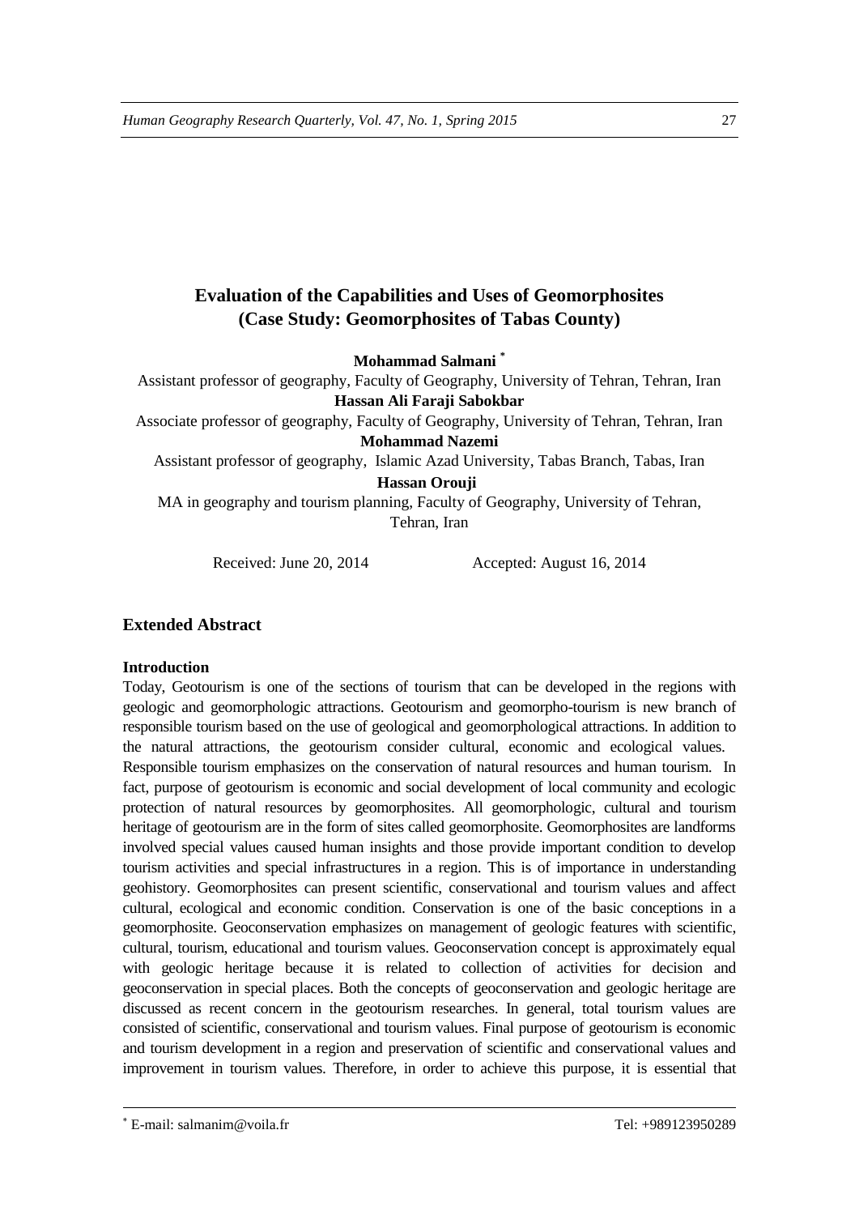# Evaluation of the Capabilities and Uses of Geomorphosites (Case Study: Geomorphosites of Tabas County)

**Mohammad Salmani** [*]

Assistant professor of geography, Faculty of Geography, University of Tehran, Tehran, Iran

**Hassan Ali Faraji Sabokbar**

Associate professor of geography, Faculty of Geography, University of Tehran, Tehran, Iran

**Mohammad Nazemi**

Assistant professor of geography, Islamic Azad University, Tabas Branch, Tabas, Iran

**Hassan Orouji**

MA in geography and tourism planning, Faculty of Geography, University of Tehran, Tehran, Iran

Received: June 20, 2014 Accepted: August 16, 2014

## Extended Abstract

### Introduction

Today, Geotourism is one of the sections of tourism that can be developed in the regions with geologic and geomorphologic attractions. Geotourism and geomorpho-tourism is new branch of responsible tourism based on the use of geological and geomorphological attractions. In addition to the natural attractions, the geotourism consider cultural, economic and ecological values. Responsible tourism emphasizes on the conservation of natural resources and human tourism. In fact, purpose of geotourism is economic and social development of local community and ecologic protection of natural resources by geomorphosites. All geomorphologic, cultural and tourism heritage of geotourism are in the form of sites called geomorphosite. Geomorphosites are landforms involved special values caused human insights and those provide important condition to develop tourism activities and special infrastructures in a region. This is of importance in understanding geohistory. Geomorphosites can present scientific, conservational and tourism values and affect cultural, ecological and economic condition. Conservation is one of the basic conceptions in a geomorphosite. Geoconservation emphasizes on management of geologic features with scientific, cultural, tourism, educational and tourism values. Geoconservation concept is approximately equal with geologic heritage because it is related to collection of activities for decision and geoconservation in special places. Both the concepts of geoconservation and geologic heritage are discussed as recent concern in the geotourism researches. In general, total tourism values are consisted of scientific, conservational and tourism values. Final purpose of geotourism is economic and tourism development in a region and preservation of scientific and conservational values and improvement in tourism values. Therefore, in order to achieve this purpose, it is essential that

[*] E-mail: salmanim@voila.fr Tel: +989123950289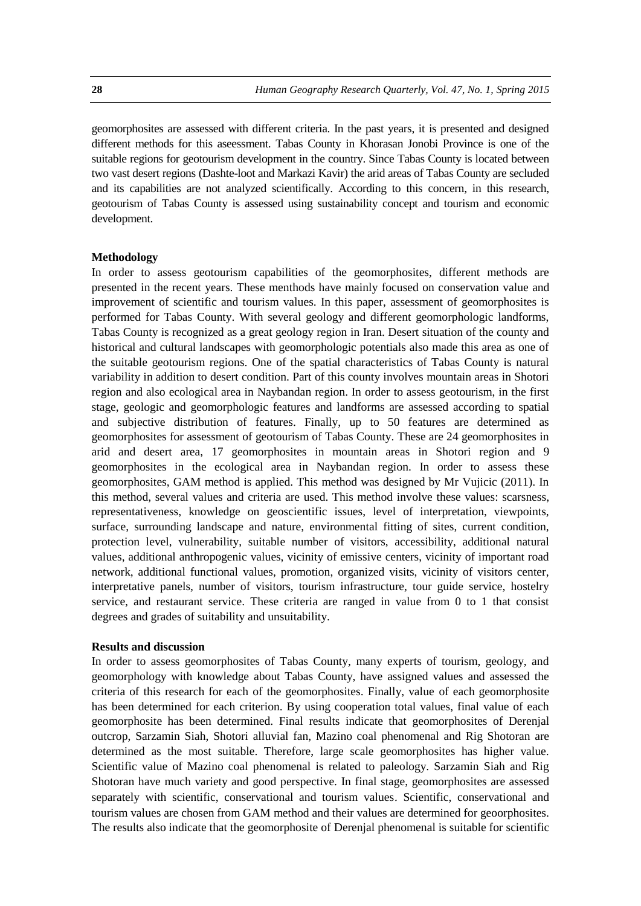geomorphosites are assessed with different criteria. In the past years, it is presented and designed different methods for this aseessment. Tabas County in Khorasan Jonobi Province is one of the suitable regions for geotourism development in the country. Since Tabas County is located between two vast desert regions (Dashte-loot and Markazi Kavir) the arid areas of Tabas County are secluded and its capabilities are not analyzed scientifically. According to this concern, in this research, geotourism of Tabas County is assessed using sustainability concept and tourism and economic development.

**Methodology**

In order to assess geotourism capabilities of the geomorphosites, different methods are presented in the recent years. These menthods have mainly focused on conservation value and improvement of scientific and tourism values. In this paper, assessment of geomorphosites is performed for Tabas County. With several geology and different geomorphologic landforms, Tabas County is recognized as a great geology region in Iran. Desert situation of the county and historical and cultural landscapes with geomorphologic potentials also made this area as one of the suitable geotourism regions. One of the spatial characteristics of Tabas County is natural variability in addition to desert condition. Part of this county involves mountain areas in Shotori region and also ecological area in Naybandan region. In order to assess geotourism, in the first stage, geologic and geomorphologic features and landforms are assessed according to spatial and subjective distribution of features. Finally, up to 50 features are determined as geomorphosites for assessment of geotourism of Tabas County. These are 24 geomorphosites in arid and desert area, 17 geomorphosites in mountain areas in Shotori region and 9 geomorphosites in the ecological area in Naybandan region. In order to assess these geomorphosites, GAM method is applied. This method was designed by Mr Vujicic (2011). In this method, several values and criteria are used. This method involve these values: scarsness, representativeness, knowledge on geoscientific issues, level of interpretation, viewpoints, surface, surrounding landscape and nature, environmental fitting of sites, current condition, protection level, vulnerability, suitable number of visitors, accessibility, additional natural values, additional anthropogenic values, vicinity of emissive centers, vicinity of important road network, additional functional values, promotion, organized visits, vicinity of visitors center, interpretative panels, number of visitors, tourism infrastructure, tour guide service, hostelry service, and restaurant service. These criteria are ranged in value from 0 to 1 that consist degrees and grades of suitability and unsuitability.

**Results and discussion**

In order to assess geomorphosites of Tabas County, many experts of tourism, geology, and geomorphology with knowledge about Tabas County, have assigned values and assessed the criteria of this research for each of the geomorphosites. Finally, value of each geomorphosite has been determined for each criterion. By using cooperation total values, final value of each geomorphosite has been determined. Final results indicate that geomorphosites of Derenjal outcrop, Sarzamin Siah, Shotori alluvial fan, Mazino coal phenomenal and Rig Shotoran are determined as the most suitable. Therefore, large scale geomorphosites has higher value. Scientific value of Mazino coal phenomenal is related to paleology. Sarzamin Siah and Rig Shotoran have much variety and good perspective. In final stage, geomorphosites are assessed separately with scientific, conservational and tourism values. Scientific, conservational and tourism values are chosen from GAM method and their values are determined for geoorphosites. The results also indicate that the geomorphosite of Derenjal phenomenal is suitable for scientific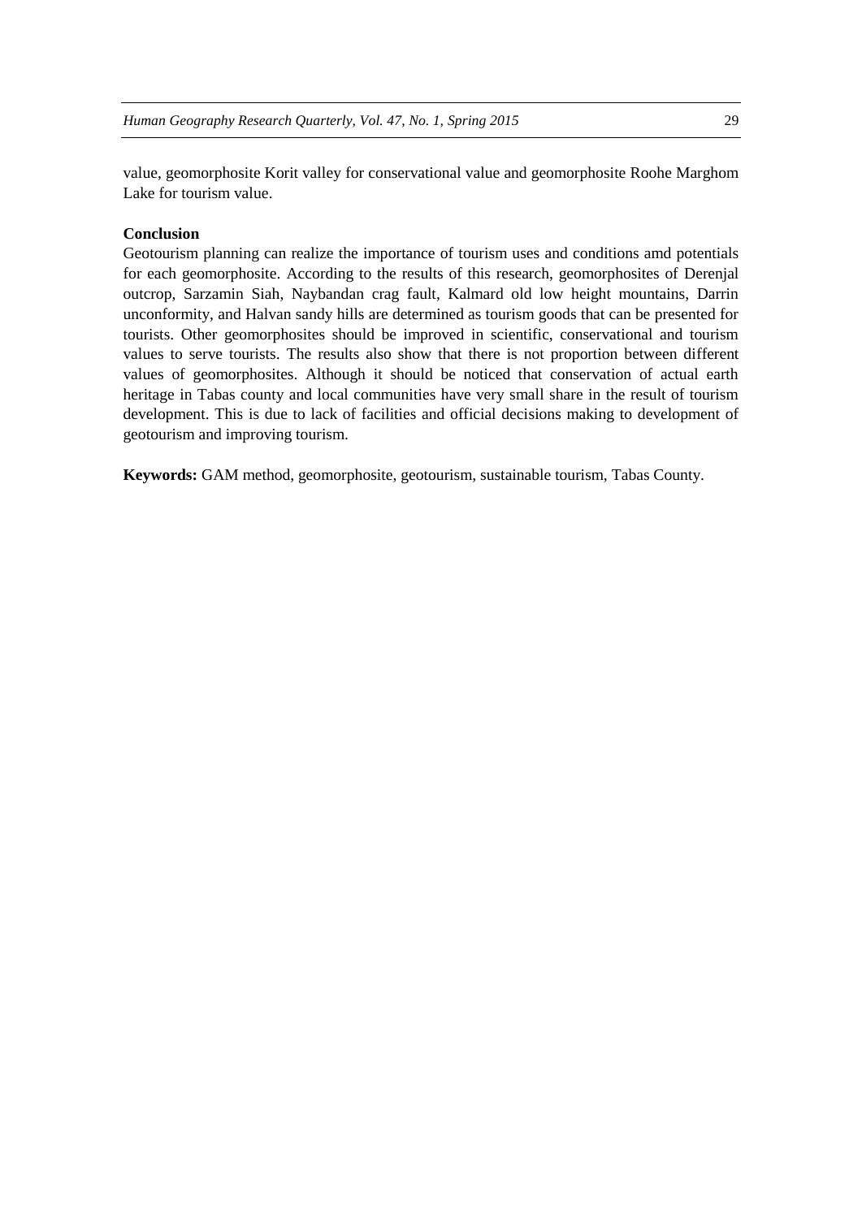value, geomorphosite Korit valley for conservational value and geomorphosite Roohe Marghom Lake for tourism value.

**Conclusion**

Geotourism planning can realize the importance of tourism uses and conditions amd potentials for each geomorphosite. According to the results of this research, geomorphosites of Derenjal outcrop, Sarzamin Siah, Naybandan crag fault, Kalmard old low height mountains, Darrin unconformity, and Halvan sandy hills are determined as tourism goods that can be presented for tourists. Other geomorphosites should be improved in scientific, conservational and tourism values to serve tourists. The results also show that there is not proportion between different values of geomorphosites. Although it should be noticed that conservation of actual earth heritage in Tabas county and local communities have very small share in the result of tourism development. This is due to lack of facilities and official decisions making to development of geotourism and improving tourism.

**Keywords:** GAM method, geomorphosite, geotourism, sustainable tourism, Tabas County.